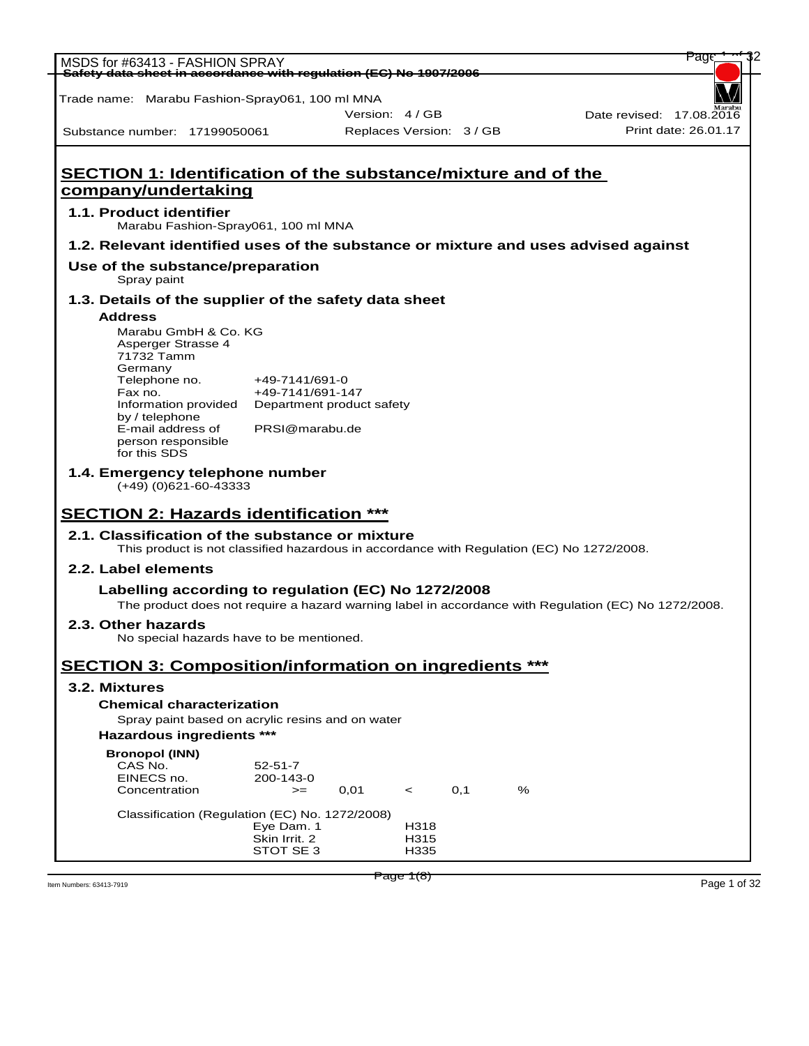MSDS for #63413 - FASHION SPRAY

Safety data sheet in accordance with regulation (EC) No 1907/2006

Trade name: Marabu Fashion-Spray061, 100 ml MNA

Version: 4 / GB | Date revised: 17.08.2016

Substance number: 17199050061 | Replaces Version: 3 / GB | Print date: 26.01.17

## SECTION 1: Identification of the substance/mixture and of the company/undertaking

### 1.1. Product identifier

Marabu Fashion-Spray061, 100 ml MNA

### 1.2. Relevant identified uses of the substance or mixture and uses advised against

### Use of the substance/preparation

Spray paint

### 1.3. Details of the supplier of the safety data sheet

#### Address

Marabu GmbH & Co. KG
Asperger Strasse 4
71732 Tamm
Germany

| | |
|---|---|
| Telephone no. | +49-7141/691-0 |
| Fax no. | +49-7141/691-147 |
| Information provided by / telephone | Department product safety |
| E-mail address of person responsible for this SDS | PRSI@marabu.de |

### 1.4. Emergency telephone number

(+49) (0)621-60-43333

## SECTION 2: Hazards identification ***

### 2.1. Classification of the substance or mixture

This product is not classified hazardous in accordance with Regulation (EC) No 1272/2008.

### 2.2. Label elements

#### Labelling according to regulation (EC) No 1272/2008

The product does not require a hazard warning label in accordance with Regulation (EC) No 1272/2008.

### 2.3. Other hazards

No special hazards have to be mentioned.

## SECTION 3: Composition/information on ingredients ***

### 3.2. Mixtures

#### Chemical characterization

Spray paint based on acrylic resins and on water

#### Hazardous ingredients ***

**Bronopol (INN)**

| | | | | | |
|---|---|---|---|---|---|
| CAS No. | 52-51-7 | | | | |
| EINECS no. | 200-143-0 | | | | |
| Concentration | >= | 0,01 | < | 0,1 | % |

Classification (Regulation (EC) No. 1272/2008)

| | |
|---|---|
| Eye Dam. 1 | H318 |
| Skin Irrit. 2 | H315 |
| STOT SE 3 | H335 |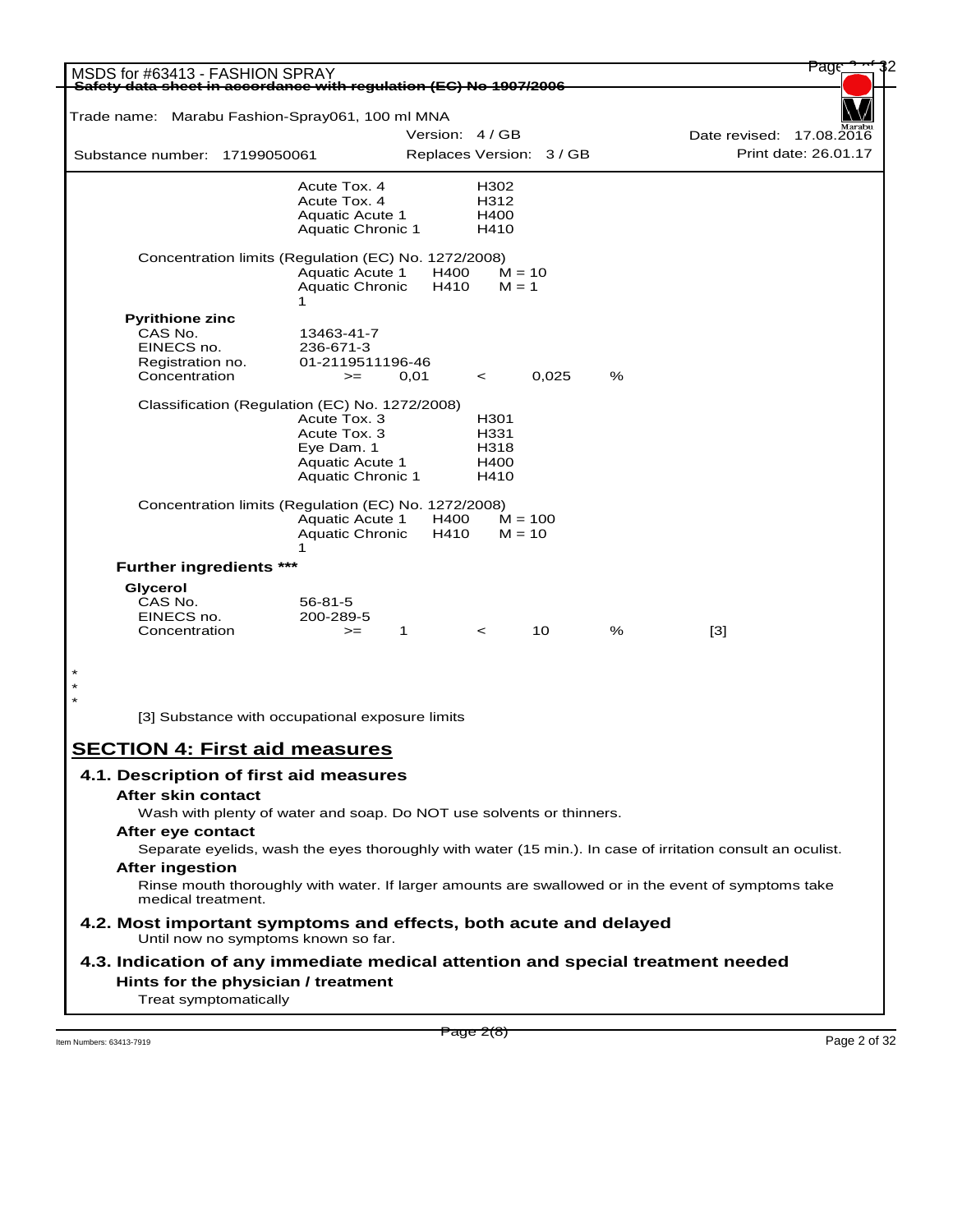| | | | |
|---|---|---|---|
| | Acute Tox. 4 | H302 | |
| | Acute Tox. 4 | H312 | |
| | Aquatic Acute 1 | H400 | |
| | Aquatic Chronic 1 | H410 | |

Concentration limits (Regulation (EC) No. 1272/2008)

| | | |
|---|---|---|
| Aquatic Acute 1 | H400 | M = 10 |
| Aquatic Chronic 1 | H410 | M = 1 |

**Pyrithione zinc**

| | | | | | |
|---|---|---|---|---|---|
| CAS No. | 13463-41-7 | | | | |
| EINECS no. | 236-671-3 | | | | |
| Registration no. | 01-2119511196-46 | | | | |
| Concentration | >= | 0,01 | < | 0,025 | % |

Classification (Regulation (EC) No. 1272/2008)

| | |
|---|---|
| Acute Tox. 3 | H301 |
| Acute Tox. 3 | H331 |
| Eye Dam. 1 | H318 |
| Aquatic Acute 1 | H400 |
| Aquatic Chronic 1 | H410 |

Concentration limits (Regulation (EC) No. 1272/2008)

| | | |
|---|---|---|
| Aquatic Acute 1 | H400 | M = 100 |
| Aquatic Chronic 1 | H410 | M = 10 |

**Further ingredients *****

**Glycerol**

| | | | | | | |
|---|---|---|---|---|---|---|
| CAS No. | 56-81-5 | | | | | |
| EINECS no. | 200-289-5 | | | | | |
| Concentration | >= | 1 | < | 10 | % | [3] |

*
*
*

[3] Substance with occupational exposure limits

## SECTION 4: First aid measures

### 4.1. Description of first aid measures

**After skin contact**

Wash with plenty of water and soap. Do NOT use solvents or thinners.

**After eye contact**

Separate eyelids, wash the eyes thoroughly with water (15 min.). In case of irritation consult an oculist.

**After ingestion**

Rinse mouth thoroughly with water. If larger amounts are swallowed or in the event of symptoms take medical treatment.

### 4.2. Most important symptoms and effects, both acute and delayed

Until now no symptoms known so far.

### 4.3. Indication of any immediate medical attention and special treatment needed

**Hints for the physician / treatment**

Treat symptomatically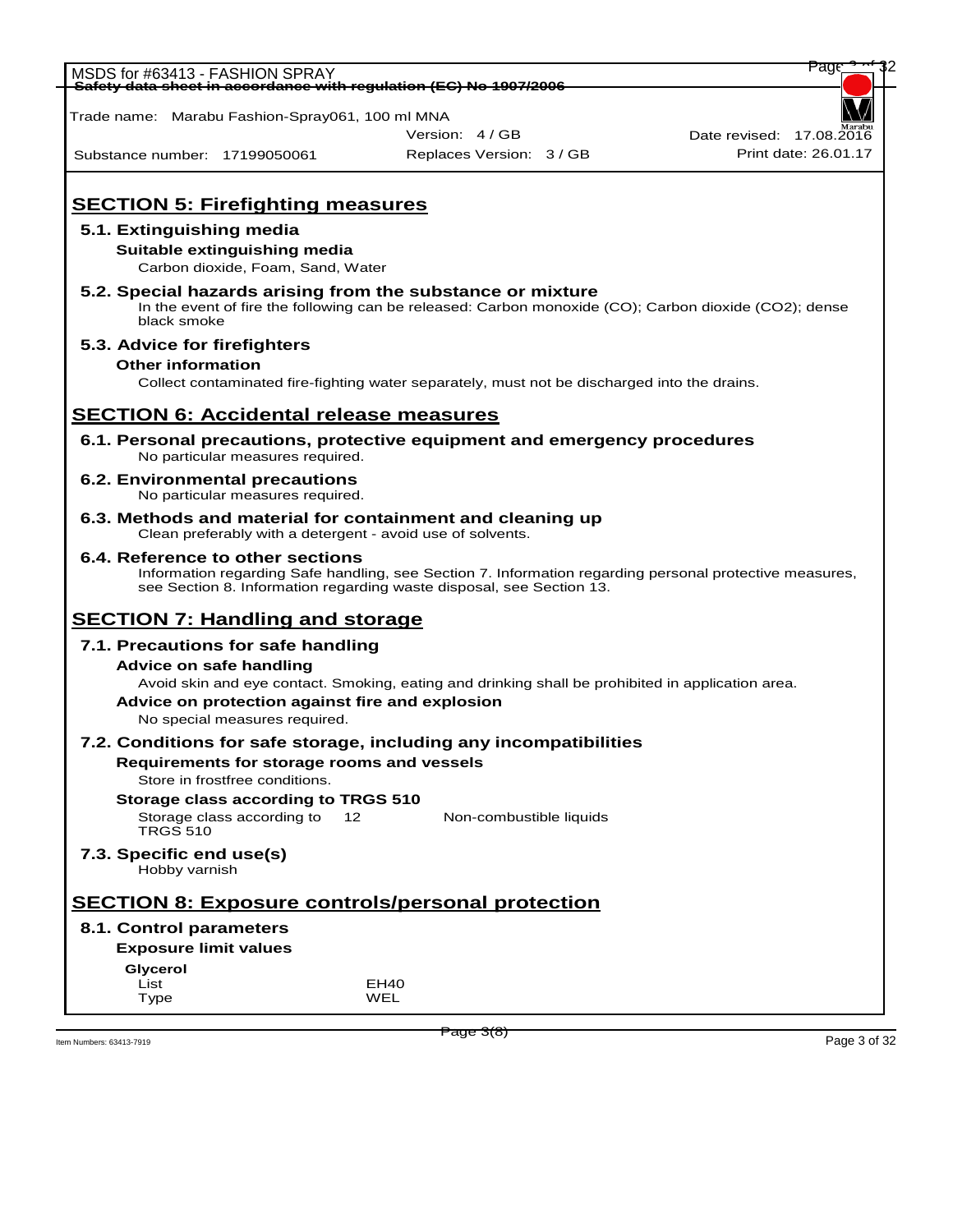## SECTION 5: Firefighting measures

### 5.1. Extinguishing media

**Suitable extinguishing media**

Carbon dioxide, Foam, Sand, Water

### 5.2. Special hazards arising from the substance or mixture

In the event of fire the following can be released: Carbon monoxide (CO); Carbon dioxide ($CO_2$); dense black smoke

### 5.3. Advice for firefighters

**Other information**

Collect contaminated fire-fighting water separately, must not be discharged into the drains.

## SECTION 6: Accidental release measures

### 6.1. Personal precautions, protective equipment and emergency procedures

No particular measures required.

### 6.2. Environmental precautions

No particular measures required.

### 6.3. Methods and material for containment and cleaning up

Clean preferably with a detergent - avoid use of solvents.

### 6.4. Reference to other sections

Information regarding Safe handling, see Section 7. Information regarding personal protective measures, see Section 8. Information regarding waste disposal, see Section 13.

## SECTION 7: Handling and storage

### 7.1. Precautions for safe handling

**Advice on safe handling**

Avoid skin and eye contact. Smoking, eating and drinking shall be prohibited in application area.

**Advice on protection against fire and explosion**

No special measures required.

### 7.2. Conditions for safe storage, including any incompatibilities

**Requirements for storage rooms and vessels**

Store in frostfree conditions.

**Storage class according to TRGS 510**

| | | |
|---|---|---|
| Storage class according to TRGS 510 | 12 | Non-combustible liquids |

### 7.3. Specific end use(s)

Hobby varnish

## SECTION 8: Exposure controls/personal protection

### 8.1. Control parameters

**Exposure limit values**

**Glycerol**

| | |
|---|---|
| List | EH40 |
| Type | WEL |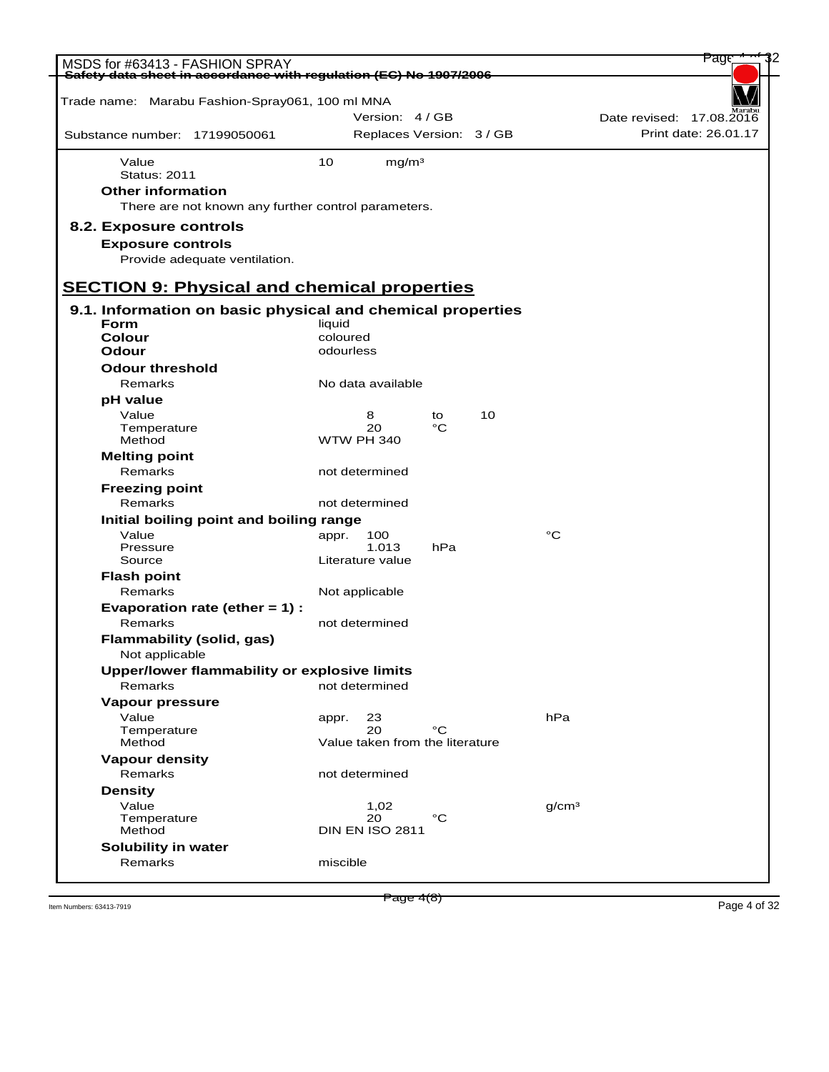Trade name: Marabu Fashion-Spray061, 100 ml MNA

Version: 4 / GB | Date revised: 17.08.2016

Substance number: 17199050061 | Replaces Version: 3 / GB | Print date: 26.01.17

| | | | | | |
|---|---|---|---|---|---|
| Value | 10 | mg/m³ | | | |
| Status: 2011 | | | | | |

**Other information**

There are not known any further control parameters.

### 8.2. Exposure controls

**Exposure controls**

Provide adequate ventilation.

## SECTION 9: Physical and chemical properties

### 9.1. Information on basic physical and chemical properties

| | | | | | |
|---|---|---|---|---|---|
| **Form** | liquid | | | | |
| **Colour** | coloured | | | | |
| **Odour** | odourless | | | | |
| **Odour threshold** | | | | | |
| Remarks | No data available | | | | |
| **pH value** | | | | | |
| Value | | 8 | to | 10 | |
| Temperature | | 20 | °C | | |
| Method | WTW PH 340 | | | | |
| **Melting point** | | | | | |
| Remarks | not determined | | | | |
| **Freezing point** | | | | | |
| Remarks | not determined | | | | |
| **Initial boiling point and boiling range** | | | | | |
| Value | appr. | 100 | | | °C |
| Pressure | | 1.013 | hPa | | |
| Source | Literature value | | | | |
| **Flash point** | | | | | |
| Remarks | Not applicable | | | | |
| **Evaporation rate (ether = 1) :** | | | | | |
| Remarks | not determined | | | | |
| **Flammability (solid, gas)** | | | | | |
| Not applicable | | | | | |
| **Upper/lower flammability or explosive limits** | | | | | |
| Remarks | not determined | | | | |
| **Vapour pressure** | | | | | |
| Value | appr. | 23 | | | hPa |
| Temperature | | 20 | °C | | |
| Method | Value taken from the literature | | | | |
| **Vapour density** | | | | | |
| Remarks | not determined | | | | |
| **Density** | | | | | |
| Value | | 1,02 | | | g/cm³ |
| Temperature | | 20 | °C | | |
| Method | DIN EN ISO 2811 | | | | |
| **Solubility in water** | | | | | |
| Remarks | miscible | | | | |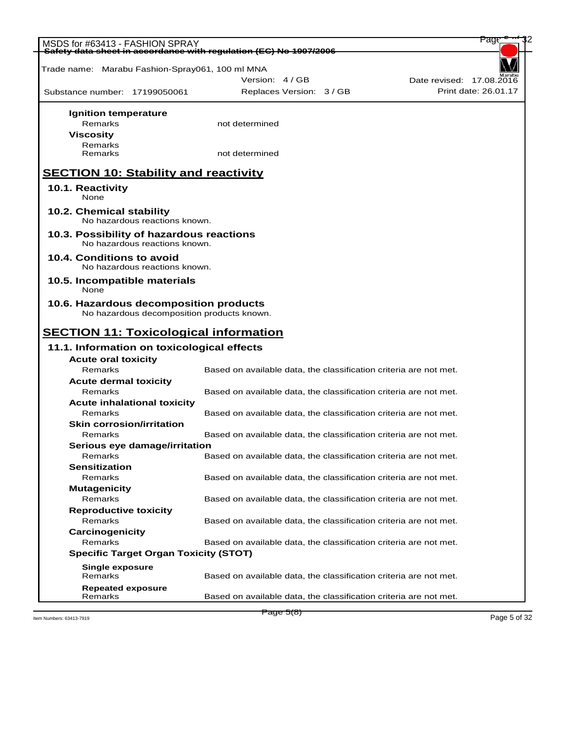**Ignition temperature**

| | |
|---|---|
| Remarks | not determined |

**Viscosity**

| | |
|---|---|
| Remarks | |
| Remarks | not determined |

## SECTION 10: Stability and reactivity

### 10.1. Reactivity

None

### 10.2. Chemical stability

No hazardous reactions known.

### 10.3. Possibility of hazardous reactions

No hazardous reactions known.

### 10.4. Conditions to avoid

No hazardous reactions known.

### 10.5. Incompatible materials

None

### 10.6. Hazardous decomposition products

No hazardous decomposition products known.

## SECTION 11: Toxicological information

### 11.1. Information on toxicological effects

**Acute oral toxicity**

| | |
|---|---|
| Remarks | Based on available data, the classification criteria are not met. |

**Acute dermal toxicity**

| | |
|---|---|
| Remarks | Based on available data, the classification criteria are not met. |

**Acute inhalational toxicity**

| | |
|---|---|
| Remarks | Based on available data, the classification criteria are not met. |

**Skin corrosion/irritation**

| | |
|---|---|
| Remarks | Based on available data, the classification criteria are not met. |

**Serious eye damage/irritation**

| | |
|---|---|
| Remarks | Based on available data, the classification criteria are not met. |

**Sensitization**

| | |
|---|---|
| Remarks | Based on available data, the classification criteria are not met. |

**Mutagenicity**

| | |
|---|---|
| Remarks | Based on available data, the classification criteria are not met. |

**Reproductive toxicity**

| | |
|---|---|
| Remarks | Based on available data, the classification criteria are not met. |

**Carcinogenicity**

| | |
|---|---|
| Remarks | Based on available data, the classification criteria are not met. |

**Specific Target Organ Toxicity (STOT)**

**Single exposure**

| | |
|---|---|
| Remarks | Based on available data, the classification criteria are not met. |

**Repeated exposure**

| | |
|---|---|
| Remarks | Based on available data, the classification criteria are not met. |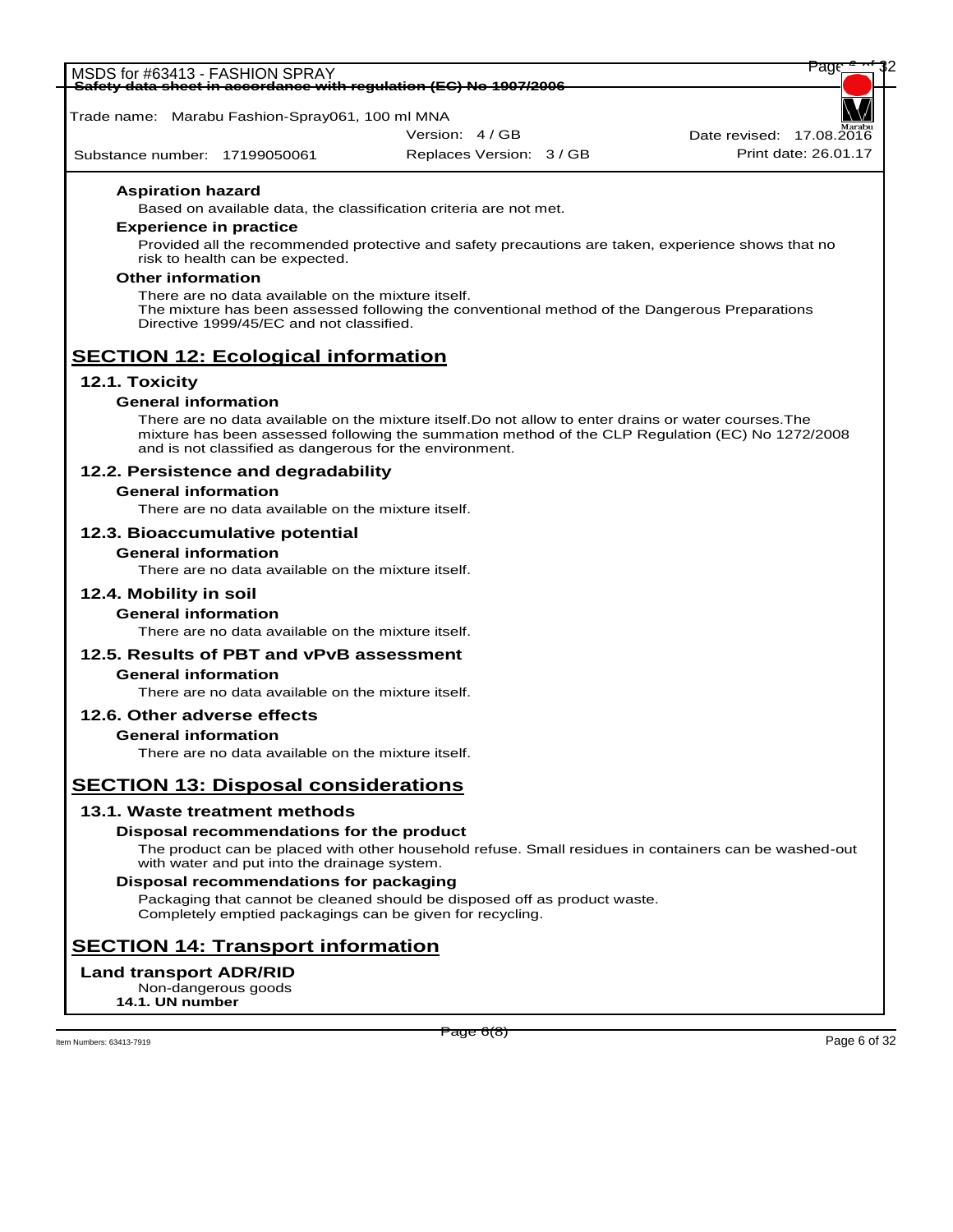### Aspiration hazard

Based on available data, the classification criteria are not met.

### Experience in practice

Provided all the recommended protective and safety precautions are taken, experience shows that no risk to health can be expected.

### Other information

There are no data available on the mixture itself.
The mixture has been assessed following the conventional method of the Dangerous Preparations Directive 1999/45/EC and not classified.

# SECTION 12: Ecological information

## 12.1. Toxicity

### General information

There are no data available on the mixture itself.Do not allow to enter drains or water courses.The mixture has been assessed following the summation method of the CLP Regulation (EC) No 1272/2008 and is not classified as dangerous for the environment.

## 12.2. Persistence and degradability

### General information

There are no data available on the mixture itself.

## 12.3. Bioaccumulative potential

### General information

There are no data available on the mixture itself.

## 12.4. Mobility in soil

### General information

There are no data available on the mixture itself.

## 12.5. Results of PBT and vPvB assessment

### General information

There are no data available on the mixture itself.

## 12.6. Other adverse effects

### General information

There are no data available on the mixture itself.

# SECTION 13: Disposal considerations

## 13.1. Waste treatment methods

### Disposal recommendations for the product

The product can be placed with other household refuse. Small residues in containers can be washed-out with water and put into the drainage system.

### Disposal recommendations for packaging

Packaging that cannot be cleaned should be disposed off as product waste.
Completely emptied packagings can be given for recycling.

# SECTION 14: Transport information

## Land transport ADR/RID

Non-dangerous goods

**14.1. UN number**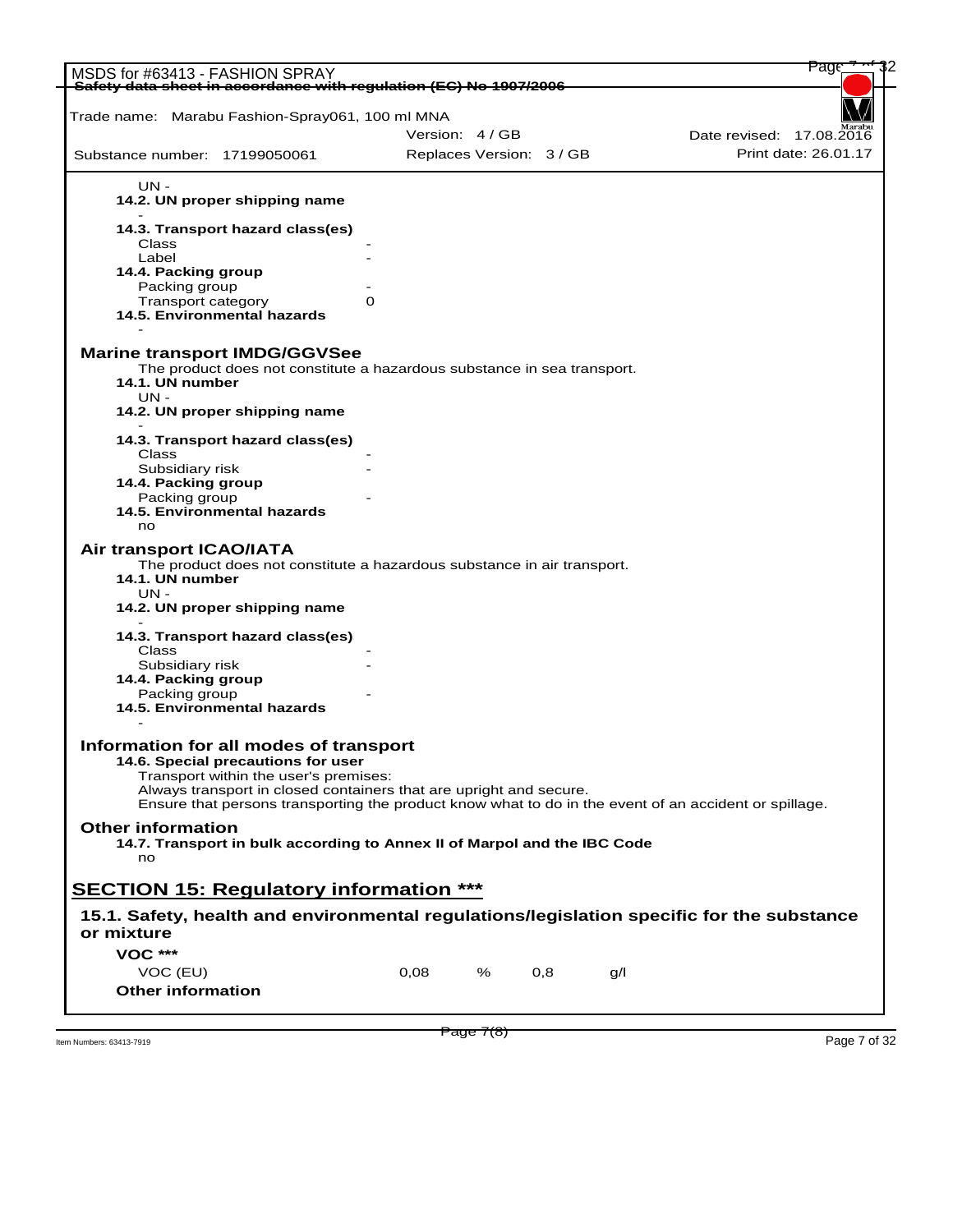UN -

**14.2. UN proper shipping name**

-

**14.3. Transport hazard class(es)**

| | |
|---|---|
| Class | - |
| Label | - |

**14.4. Packing group**

| | |
|---|---|
| Packing group | - |
| Transport category | 0 |

**14.5. Environmental hazards**

-

### Marine transport IMDG/GGVSee

The product does not constitute a hazardous substance in sea transport.

**14.1. UN number**

UN -

**14.2. UN proper shipping name**

-

**14.3. Transport hazard class(es)**

| | |
|---|---|
| Class | - |
| Subsidiary risk | - |

**14.4. Packing group**

| | |
|---|---|
| Packing group | - |

**14.5. Environmental hazards**

no

### Air transport ICAO/IATA

The product does not constitute a hazardous substance in air transport.

**14.1. UN number**

UN -

**14.2. UN proper shipping name**

-

**14.3. Transport hazard class(es)**

| | |
|---|---|
| Class | - |
| Subsidiary risk | - |

**14.4. Packing group**

| | |
|---|---|
| Packing group | - |

**14.5. Environmental hazards**

-

### Information for all modes of transport

**14.6. Special precautions for user**

Transport within the user's premises:
Always transport in closed containers that are upright and secure.
Ensure that persons transporting the product know what to do in the event of an accident or spillage.

### Other information

**14.7. Transport in bulk according to Annex II of Marpol and the IBC Code**

no

## SECTION 15: Regulatory information ***

### 15.1. Safety, health and environmental regulations/legislation specific for the substance or mixture

**VOC *****

| | | | | |
|---|---|---|---|---|
| VOC (EU) | 0,08 | % | 0,8 | g/l |

**Other information**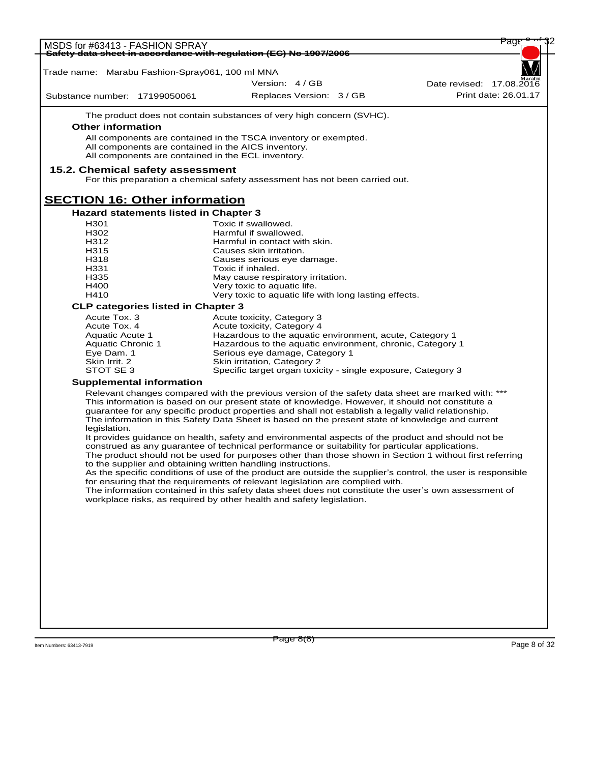The product does not contain substances of very high concern (SVHC).

**Other information**

All components are contained in the TSCA inventory or exempted.
All components are contained in the AICS inventory.
All components are contained in the ECL inventory.

### 15.2. Chemical safety assessment

For this preparation a chemical safety assessment has not been carried out.

## SECTION 16: Other information

**Hazard statements listed in Chapter 3**

| | |
|---|---|
| H301 | Toxic if swallowed. |
| H302 | Harmful if swallowed. |
| H312 | Harmful in contact with skin. |
| H315 | Causes skin irritation. |
| H318 | Causes serious eye damage. |
| H331 | Toxic if inhaled. |
| H335 | May cause respiratory irritation. |
| H400 | Very toxic to aquatic life. |
| H410 | Very toxic to aquatic life with long lasting effects. |

**CLP categories listed in Chapter 3**

| | |
|---|---|
| Acute Tox. 3 | Acute toxicity, Category 3 |
| Acute Tox. 4 | Acute toxicity, Category 4 |
| Aquatic Acute 1 | Hazardous to the aquatic environment, acute, Category 1 |
| Aquatic Chronic 1 | Hazardous to the aquatic environment, chronic, Category 1 |
| Eye Dam. 1 | Serious eye damage, Category 1 |
| Skin Irrit. 2 | Skin irritation, Category 2 |
| STOT SE 3 | Specific target organ toxicity - single exposure, Category 3 |

**Supplemental information**

Relevant changes compared with the previous version of the safety data sheet are marked with: ***
This information is based on our present state of knowledge. However, it should not constitute a guarantee for any specific product properties and shall not establish a legally valid relationship.
The information in this Safety Data Sheet is based on the present state of knowledge and current legislation.
It provides guidance on health, safety and environmental aspects of the product and should not be construed as any guarantee of technical performance or suitability for particular applications.
The product should not be used for purposes other than those shown in Section 1 without first referring to the supplier and obtaining written handling instructions.
As the specific conditions of use of the product are outside the supplier's control, the user is responsible for ensuring that the requirements of relevant legislation are complied with.
The information contained in this safety data sheet does not constitute the user's own assessment of workplace risks, as required by other health and safety legislation.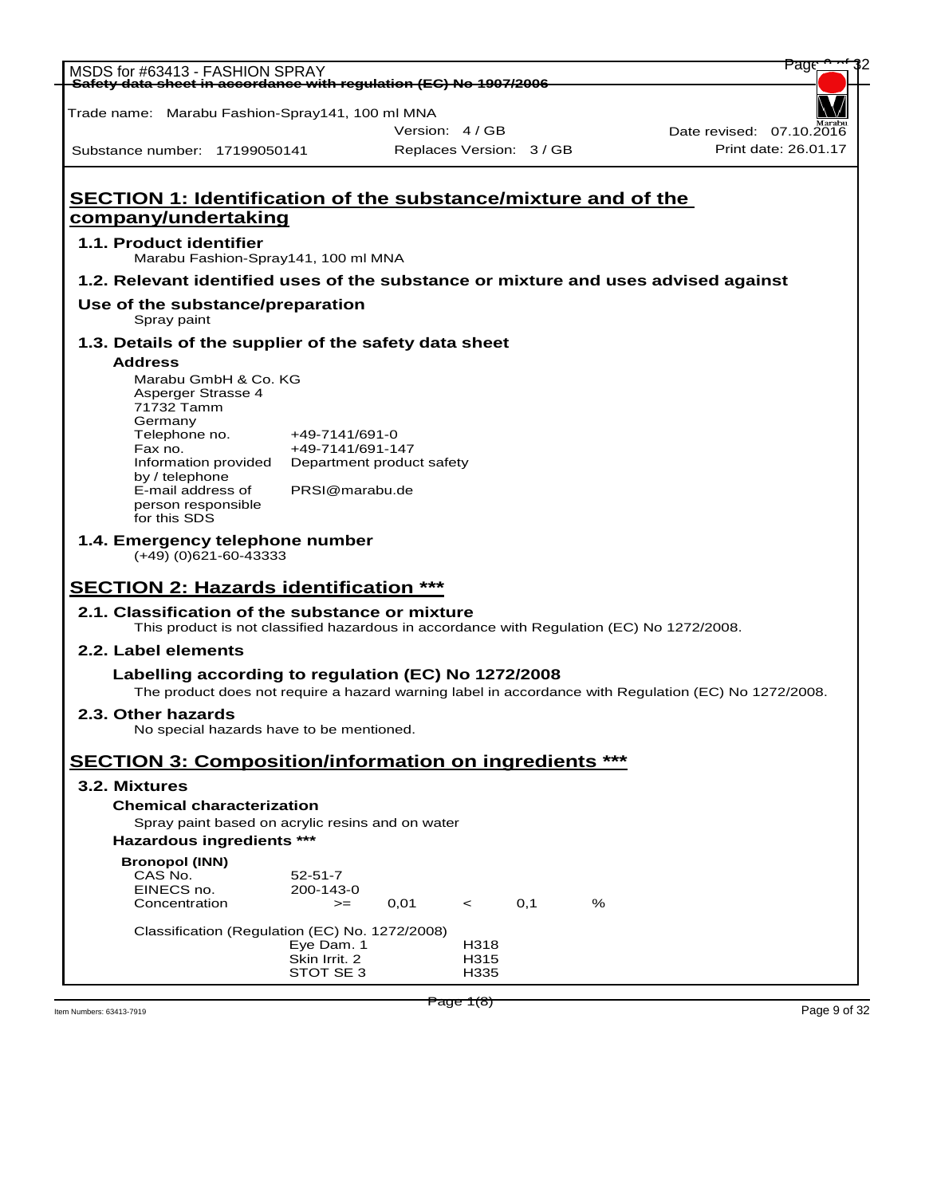## SECTION 1: Identification of the substance/mixture and of the company/undertaking

### 1.1. Product identifier

Marabu Fashion-Spray141, 100 ml MNA

### 1.2. Relevant identified uses of the substance or mixture and uses advised against

**Use of the substance/preparation**

Spray paint

### 1.3. Details of the supplier of the safety data sheet

**Address**

Marabu GmbH & Co. KG
Asperger Strasse 4
71732 Tamm
Germany

| | |
|---|---|
| Telephone no. | +49-7141/691-0 |
| Fax no. | +49-7141/691-147 |
| Information provided by / telephone | Department product safety |
| E-mail address of person responsible for this SDS | PRSI@marabu.de |

### 1.4. Emergency telephone number

(+49) (0)621-60-43333

## SECTION 2: Hazards identification ***

### 2.1. Classification of the substance or mixture

This product is not classified hazardous in accordance with Regulation (EC) No 1272/2008.

### 2.2. Label elements

**Labelling according to regulation (EC) No 1272/2008**

The product does not require a hazard warning label in accordance with Regulation (EC) No 1272/2008.

### 2.3. Other hazards

No special hazards have to be mentioned.

## SECTION 3: Composition/information on ingredients ***

### 3.2. Mixtures

**Chemical characterization**

Spray paint based on acrylic resins and on water

**Hazardous ingredients ***

**Bronopol (INN)**

| | | | | | |
|---|---|---|---|---|---|
| CAS No. | 52-51-7 | | | | |
| EINECS no. | 200-143-0 | | | | |
| Concentration | >= | 0,01 | < | 0,1 | % |

Classification (Regulation (EC) No. 1272/2008)

| | |
|---|---|
| Eye Dam. 1 | H318 |
| Skin Irrit. 2 | H315 |
| STOT SE 3 | H335 |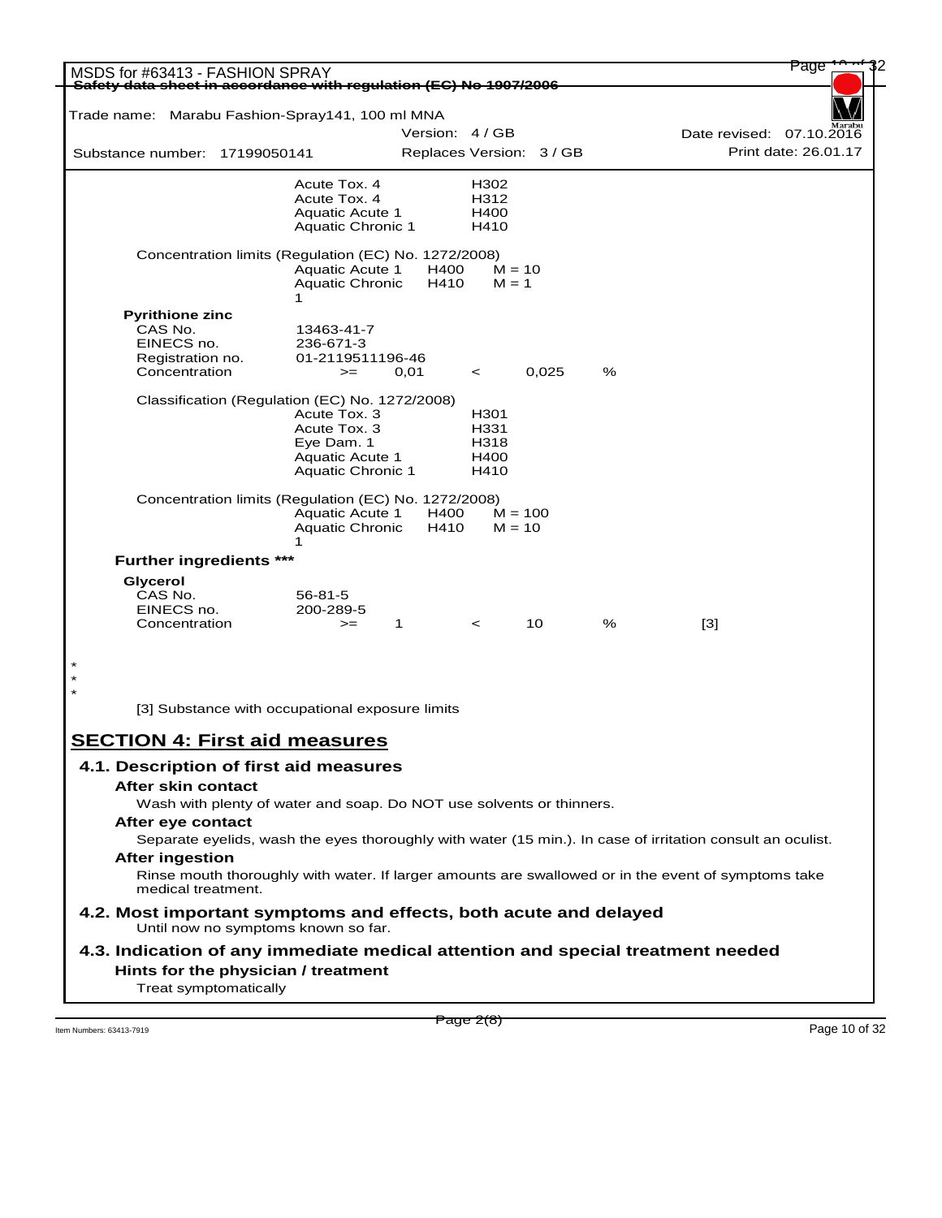| | | |
|---|---|---|
| | Acute Tox. 4 | H302 |
| | Acute Tox. 4 | H312 |
| | Aquatic Acute 1 | H400 |
| | Aquatic Chronic 1 | H410 |

Concentration limits (Regulation (EC) No. 1272/2008)

| | | |
|---|---|---|
| Aquatic Acute 1 | H400 | M = 10 |
| Aquatic Chronic 1 | H410 | M = 1 |

**Pyrithione zinc**

| | | | | | |
|---|---|---|---|---|---|
| CAS No. | 13463-41-7 | | | | |
| EINECS no. | 236-671-3 | | | | |
| Registration no. | 01-2119511196-46 | | | | |
| Concentration | >= | 0,01 | < | 0,025 | % |

Classification (Regulation (EC) No. 1272/2008)

| | |
|---|---|
| Acute Tox. 3 | H301 |
| Acute Tox. 3 | H331 |
| Eye Dam. 1 | H318 |
| Aquatic Acute 1 | H400 |
| Aquatic Chronic 1 | H410 |

Concentration limits (Regulation (EC) No. 1272/2008)

| | | |
|---|---|---|
| Aquatic Acute 1 | H400 | M = 100 |
| Aquatic Chronic 1 | H410 | M = 10 |

**Further ingredients *****

**Glycerol**

| | | | | | | |
|---|---|---|---|---|---|---|
| CAS No. | 56-81-5 | | | | | |
| EINECS no. | 200-289-5 | | | | | |
| Concentration | >= | 1 | < | 10 | % | [3] |

*
*
*

[3] Substance with occupational exposure limits

## SECTION 4: First aid measures

### 4.1. Description of first aid measures

**After skin contact**

Wash with plenty of water and soap. Do NOT use solvents or thinners.

**After eye contact**

Separate eyelids, wash the eyes thoroughly with water (15 min.). In case of irritation consult an oculist.

**After ingestion**

Rinse mouth thoroughly with water. If larger amounts are swallowed or in the event of symptoms take medical treatment.

### 4.2. Most important symptoms and effects, both acute and delayed

Until now no symptoms known so far.

### 4.3. Indication of any immediate medical attention and special treatment needed

**Hints for the physician / treatment**

Treat symptomatically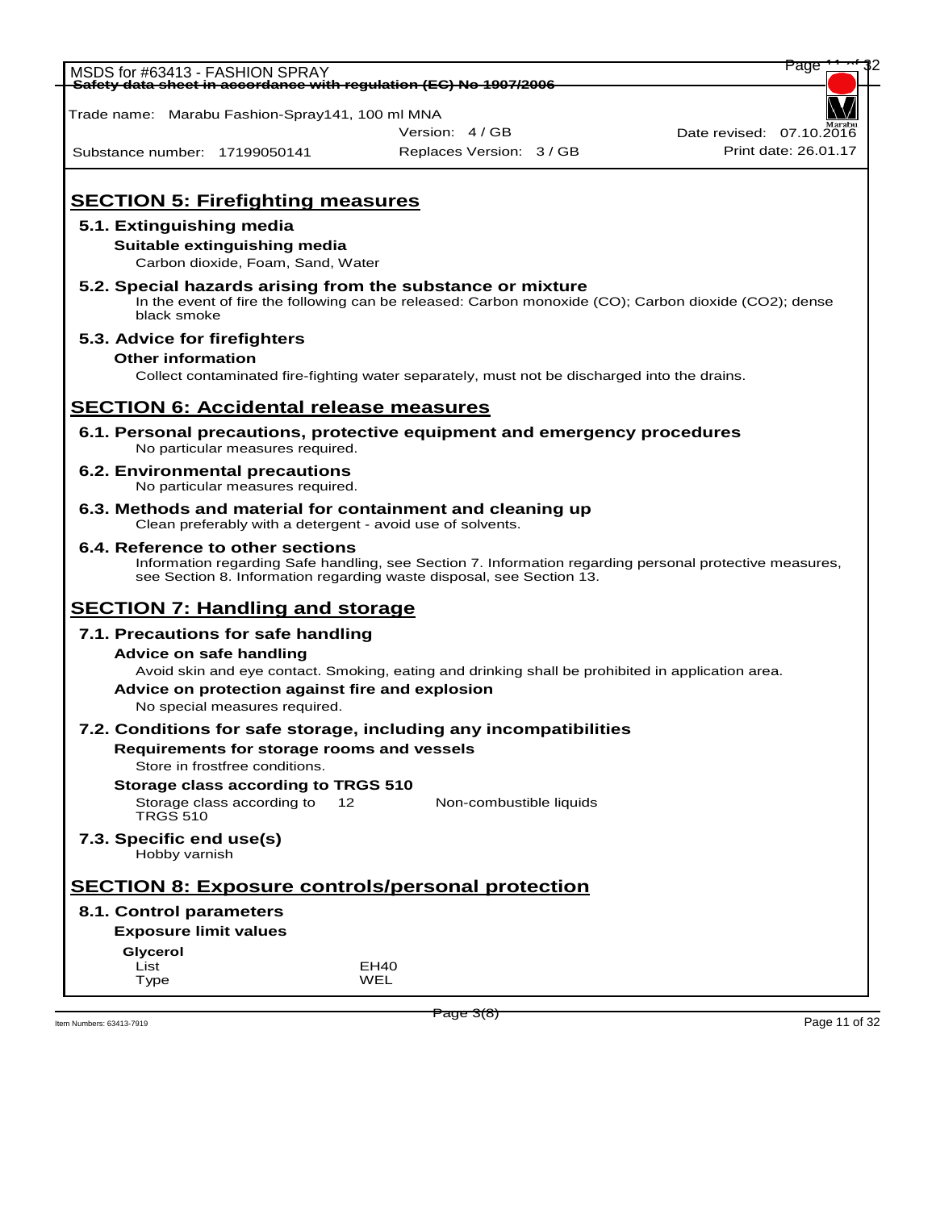## SECTION 5: Firefighting measures

### 5.1. Extinguishing media

**Suitable extinguishing media**

Carbon dioxide, Foam, Sand, Water

### 5.2. Special hazards arising from the substance or mixture

In the event of fire the following can be released: Carbon monoxide (CO); Carbon dioxide ($CO_2$); dense black smoke

### 5.3. Advice for firefighters

**Other information**

Collect contaminated fire-fighting water separately, must not be discharged into the drains.

## SECTION 6: Accidental release measures

### 6.1. Personal precautions, protective equipment and emergency procedures

No particular measures required.

### 6.2. Environmental precautions

No particular measures required.

### 6.3. Methods and material for containment and cleaning up

Clean preferably with a detergent - avoid use of solvents.

### 6.4. Reference to other sections

Information regarding Safe handling, see Section 7. Information regarding personal protective measures, see Section 8. Information regarding waste disposal, see Section 13.

## SECTION 7: Handling and storage

### 7.1. Precautions for safe handling

**Advice on safe handling**

Avoid skin and eye contact. Smoking, eating and drinking shall be prohibited in application area.

**Advice on protection against fire and explosion**

No special measures required.

### 7.2. Conditions for safe storage, including any incompatibilities

**Requirements for storage rooms and vessels**

Store in frostfree conditions.

**Storage class according to TRGS 510**

| Storage class according to TRGS 510 | 12 | Non-combustible liquids |
|---|---|---|

### 7.3. Specific end use(s)

Hobby varnish

## SECTION 8: Exposure controls/personal protection

### 8.1. Control parameters

**Exposure limit values**

**Glycerol**

| List | EH40 |
|---|---|
| Type | WEL |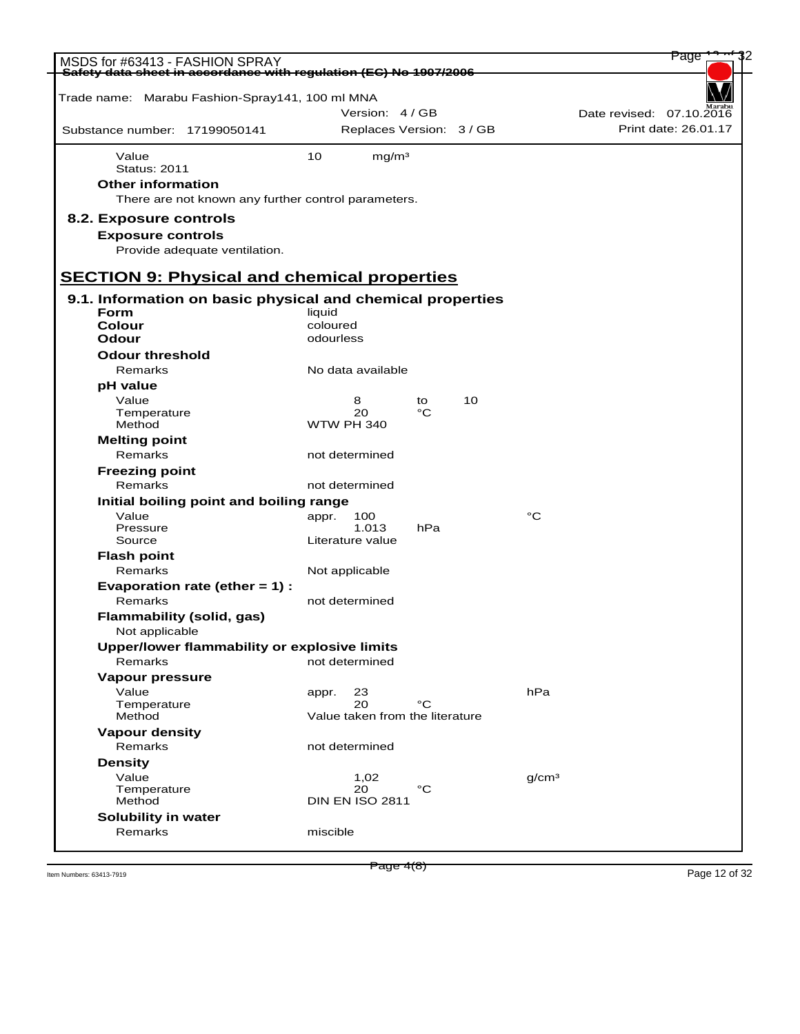Trade name: Marabu Fashion-Spray141, 100 ml MNA

Version: 4 / GB | Date revised: 07.10.2016

Substance number: 17199050141 | Replaces Version: 3 / GB | Print date: 26.01.17

| | |
|---|---|
| Value | 10 mg/m³ |
| Status: 2011 | |

**Other information**

There are not known any further control parameters.

### 8.2. Exposure controls

**Exposure controls**

Provide adequate ventilation.

## SECTION 9: Physical and chemical properties

### 9.1. Information on basic physical and chemical properties

| | |
|---|---|
| **Form** | liquid |
| **Colour** | coloured |
| **Odour** | odourless |

**Odour threshold**

| | |
|---|---|
| Remarks | No data available |

**pH value**

| | |
|---|---|
| Value | 8 to 10 |
| Temperature | 20 °C |
| Method | WTW PH 340 |

**Melting point**

| | |
|---|---|
| Remarks | not determined |

**Freezing point**

| | |
|---|---|
| Remarks | not determined |

**Initial boiling point and boiling range**

| | |
|---|---|
| Value | appr. 100 °C |
| Pressure | 1.013 hPa |
| Source | Literature value |

**Flash point**

| | |
|---|---|
| Remarks | Not applicable |

**Evaporation rate (ether = 1) :**

| | |
|---|---|
| Remarks | not determined |

**Flammability (solid, gas)**

Not applicable

**Upper/lower flammability or explosive limits**

| | |
|---|---|
| Remarks | not determined |

**Vapour pressure**

| | |
|---|---|
| Value | appr. 23 hPa |
| Temperature | 20 °C |
| Method | Value taken from the literature |

**Vapour density**

| | |
|---|---|
| Remarks | not determined |

**Density**

| | |
|---|---|
| Value | 1,02 g/cm³ |
| Temperature | 20 °C |
| Method | DIN EN ISO 2811 |

**Solubility in water**

| | |
|---|---|
| Remarks | miscible |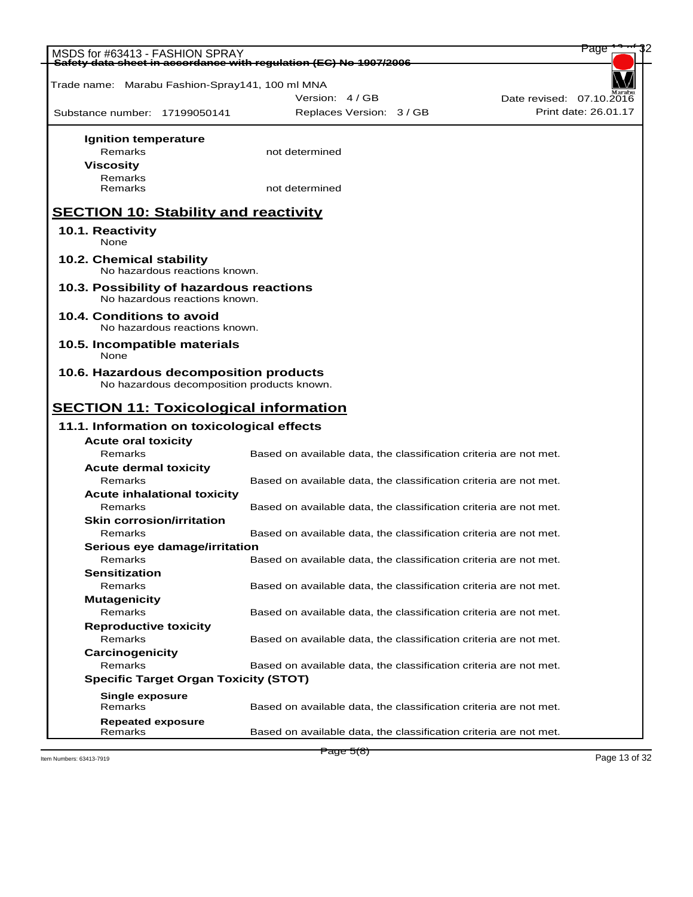Trade name: Marabu Fashion-Spray141, 100 ml MNA

Version: 4 / GB — Date revised: 07.10.2016

Substance number: 17199050141 — Replaces Version: 3 / GB — Print date: 26.01.17

**Ignition temperature**

| | |
|---|---|
| Remarks | not determined |

**Viscosity**

| | |
|---|---|
| Remarks | |
| Remarks | not determined |

## SECTION 10: Stability and reactivity

### 10.1. Reactivity

None

### 10.2. Chemical stability

No hazardous reactions known.

### 10.3. Possibility of hazardous reactions

No hazardous reactions known.

### 10.4. Conditions to avoid

No hazardous reactions known.

### 10.5. Incompatible materials

None

### 10.6. Hazardous decomposition products

No hazardous decomposition products known.

## SECTION 11: Toxicological information

### 11.1. Information on toxicological effects

**Acute oral toxicity**

| | |
|---|---|
| Remarks | Based on available data, the classification criteria are not met. |

**Acute dermal toxicity**

| | |
|---|---|
| Remarks | Based on available data, the classification criteria are not met. |

**Acute inhalational toxicity**

| | |
|---|---|
| Remarks | Based on available data, the classification criteria are not met. |

**Skin corrosion/irritation**

| | |
|---|---|
| Remarks | Based on available data, the classification criteria are not met. |

**Serious eye damage/irritation**

| | |
|---|---|
| Remarks | Based on available data, the classification criteria are not met. |

**Sensitization**

| | |
|---|---|
| Remarks | Based on available data, the classification criteria are not met. |

**Mutagenicity**

| | |
|---|---|
| Remarks | Based on available data, the classification criteria are not met. |

**Reproductive toxicity**

| | |
|---|---|
| Remarks | Based on available data, the classification criteria are not met. |

**Carcinogenicity**

| | |
|---|---|
| Remarks | Based on available data, the classification criteria are not met. |

**Specific Target Organ Toxicity (STOT)**

**Single exposure**

| | |
|---|---|
| Remarks | Based on available data, the classification criteria are not met. |

**Repeated exposure**

| | |
|---|---|
| Remarks | Based on available data, the classification criteria are not met. |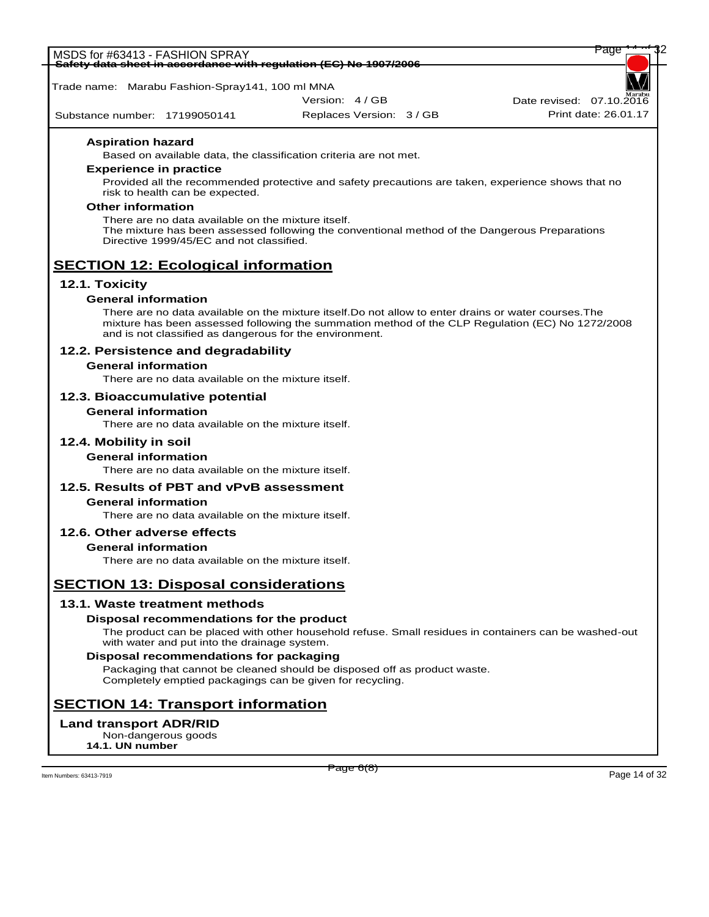**Aspiration hazard**

Based on available data, the classification criteria are not met.

**Experience in practice**

Provided all the recommended protective and safety precautions are taken, experience shows that no risk to health can be expected.

**Other information**

There are no data available on the mixture itself.
The mixture has been assessed following the conventional method of the Dangerous Preparations Directive 1999/45/EC and not classified.

## SECTION 12: Ecological information

### 12.1. Toxicity

**General information**

There are no data available on the mixture itself.Do not allow to enter drains or water courses.The mixture has been assessed following the summation method of the CLP Regulation (EC) No 1272/2008 and is not classified as dangerous for the environment.

### 12.2. Persistence and degradability

**General information**

There are no data available on the mixture itself.

### 12.3. Bioaccumulative potential

**General information**

There are no data available on the mixture itself.

### 12.4. Mobility in soil

**General information**

There are no data available on the mixture itself.

### 12.5. Results of PBT and vPvB assessment

**General information**

There are no data available on the mixture itself.

### 12.6. Other adverse effects

**General information**

There are no data available on the mixture itself.

## SECTION 13: Disposal considerations

### 13.1. Waste treatment methods

**Disposal recommendations for the product**

The product can be placed with other household refuse. Small residues in containers can be washed-out with water and put into the drainage system.

**Disposal recommendations for packaging**

Packaging that cannot be cleaned should be disposed off as product waste.
Completely emptied packagings can be given for recycling.

## SECTION 14: Transport information

### Land transport ADR/RID

Non-dangerous goods

**14.1. UN number**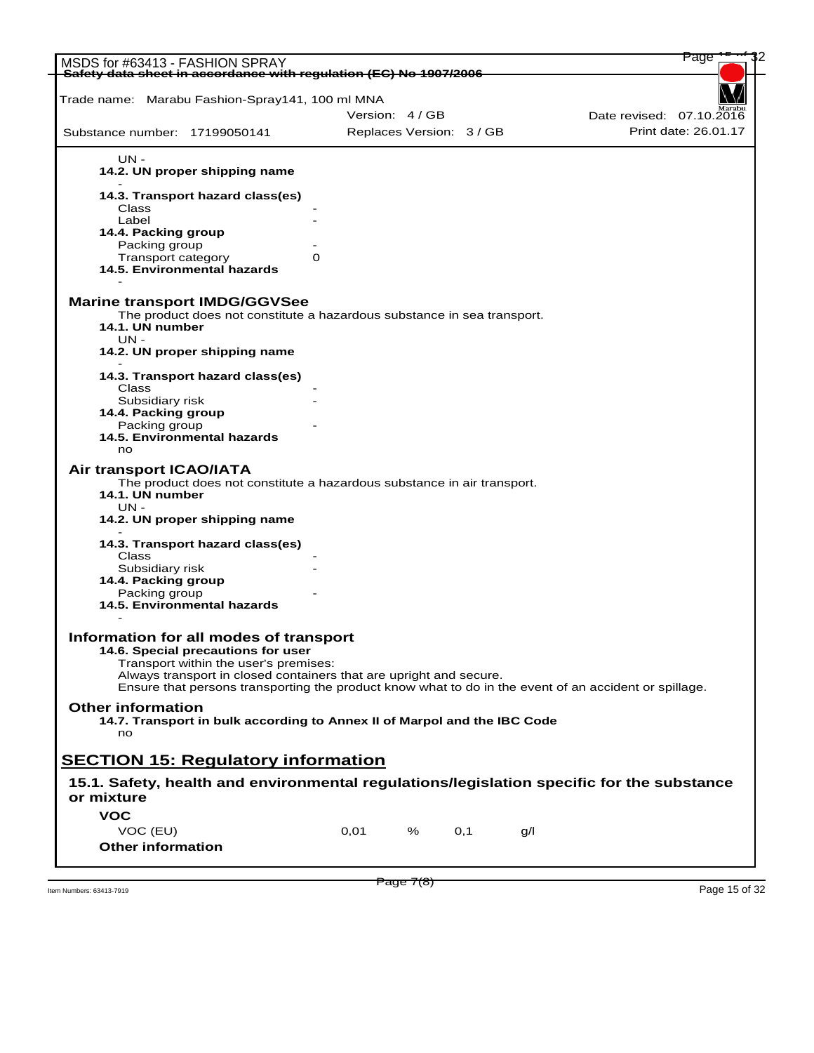UN -

**14.2. UN proper shipping name**

-

**14.3. Transport hazard class(es)**

| | |
|---|---|
| Class | - |
| Label | - |

**14.4. Packing group**

| | |
|---|---|
| Packing group | - |
| Transport category | 0 |

**14.5. Environmental hazards**

-

## Marine transport IMDG/GGVSee

The product does not constitute a hazardous substance in sea transport.

**14.1. UN number**

UN -

**14.2. UN proper shipping name**

-

**14.3. Transport hazard class(es)**

| | |
|---|---|
| Class | - |
| Subsidiary risk | - |

**14.4. Packing group**

| | |
|---|---|
| Packing group | - |

**14.5. Environmental hazards**

no

## Air transport ICAO/IATA

The product does not constitute a hazardous substance in air transport.

**14.1. UN number**

UN -

**14.2. UN proper shipping name**

-

**14.3. Transport hazard class(es)**

| | |
|---|---|
| Class | - |
| Subsidiary risk | - |

**14.4. Packing group**

| | |
|---|---|
| Packing group | - |

**14.5. Environmental hazards**

-

## Information for all modes of transport

**14.6. Special precautions for user**

Transport within the user's premises:
Always transport in closed containers that are upright and secure.
Ensure that persons transporting the product know what to do in the event of an accident or spillage.

## Other information

**14.7. Transport in bulk according to Annex II of Marpol and the IBC Code**

no

# SECTION 15: Regulatory information

## 15.1. Safety, health and environmental regulations/legislation specific for the substance or mixture

### VOC

| | | | | |
|---|---|---|---|---|
| VOC (EU) | 0,01 | % | 0,1 | g/l |

### Other information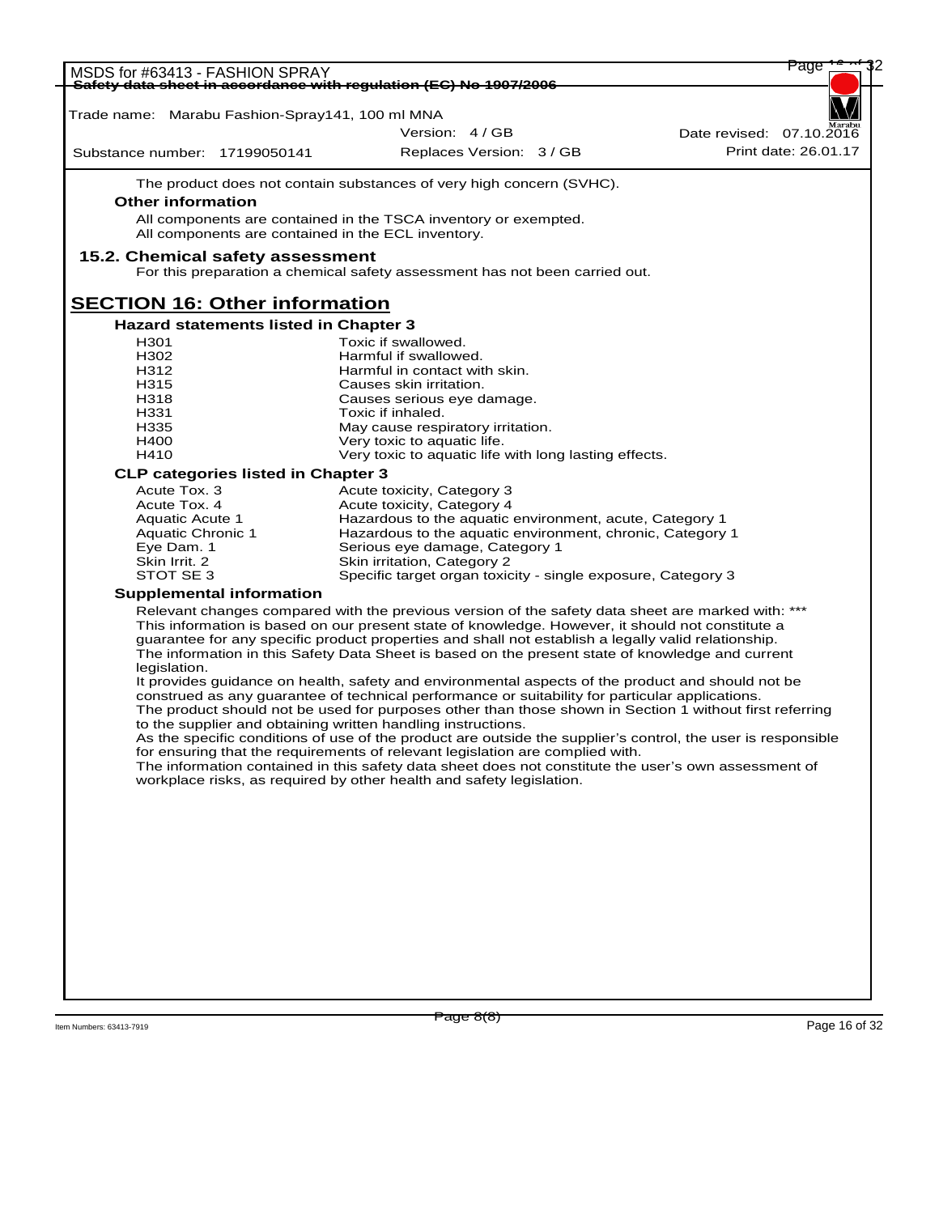The product does not contain substances of very high concern (SVHC).

**Other information**

All components are contained in the TSCA inventory or exempted.
All components are contained in the ECL inventory.

### 15.2. Chemical safety assessment

For this preparation a chemical safety assessment has not been carried out.

## SECTION 16: Other information

**Hazard statements listed in Chapter 3**

| | |
|---|---|
| H301 | Toxic if swallowed. |
| H302 | Harmful if swallowed. |
| H312 | Harmful in contact with skin. |
| H315 | Causes skin irritation. |
| H318 | Causes serious eye damage. |
| H331 | Toxic if inhaled. |
| H335 | May cause respiratory irritation. |
| H400 | Very toxic to aquatic life. |
| H410 | Very toxic to aquatic life with long lasting effects. |

**CLP categories listed in Chapter 3**

| | |
|---|---|
| Acute Tox. 3 | Acute toxicity, Category 3 |
| Acute Tox. 4 | Acute toxicity, Category 4 |
| Aquatic Acute 1 | Hazardous to the aquatic environment, acute, Category 1 |
| Aquatic Chronic 1 | Hazardous to the aquatic environment, chronic, Category 1 |
| Eye Dam. 1 | Serious eye damage, Category 1 |
| Skin Irrit. 2 | Skin irritation, Category 2 |
| STOT SE 3 | Specific target organ toxicity - single exposure, Category 3 |

**Supplemental information**

Relevant changes compared with the previous version of the safety data sheet are marked with: ***
This information is based on our present state of knowledge. However, it should not constitute a guarantee for any specific product properties and shall not establish a legally valid relationship.
The information in this Safety Data Sheet is based on the present state of knowledge and current legislation.
It provides guidance on health, safety and environmental aspects of the product and should not be construed as any guarantee of technical performance or suitability for particular applications.
The product should not be used for purposes other than those shown in Section 1 without first referring to the supplier and obtaining written handling instructions.
As the specific conditions of use of the product are outside the supplier's control, the user is responsible for ensuring that the requirements of relevant legislation are complied with.
The information contained in this safety data sheet does not constitute the user's own assessment of workplace risks, as required by other health and safety legislation.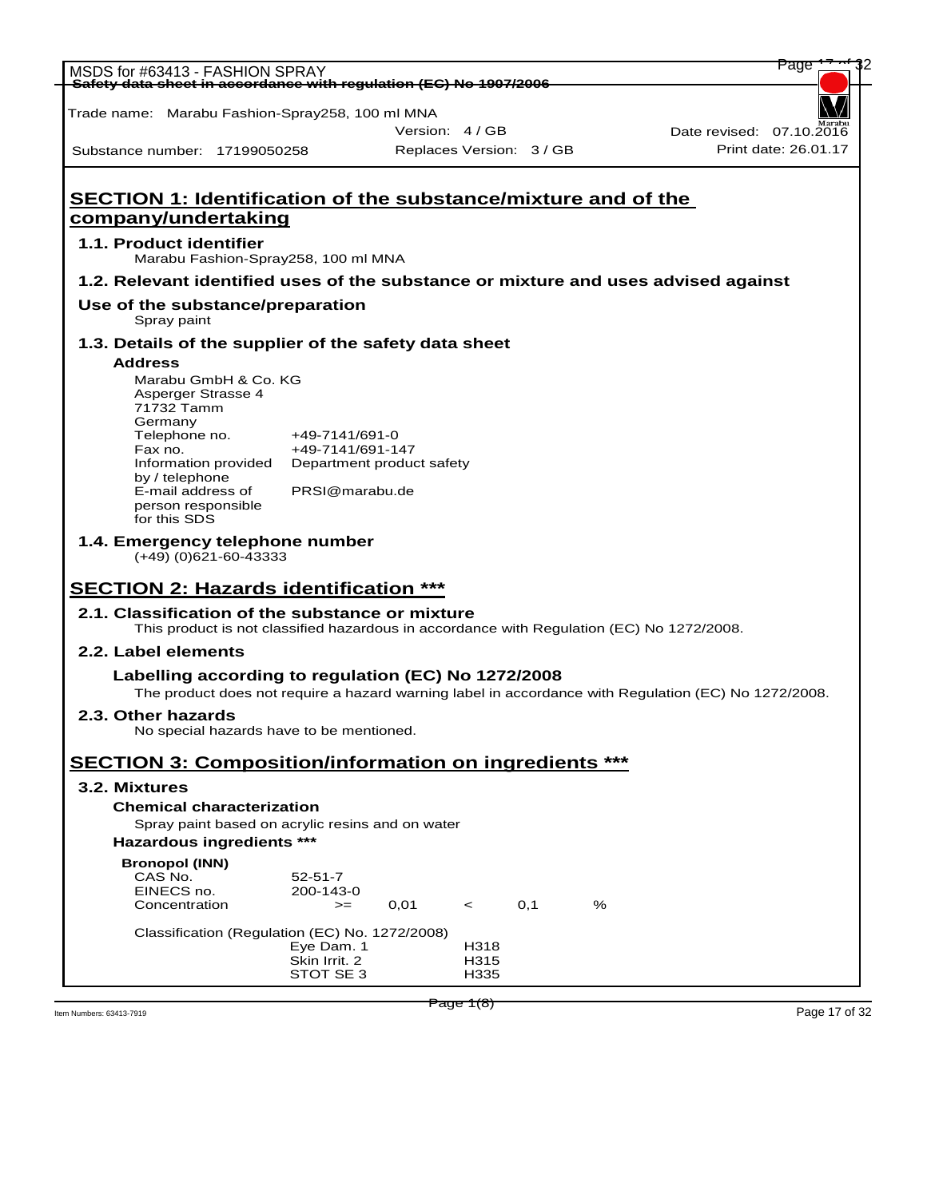MSDS for #63413 - FASHION SPRAY

Safety data sheet in accordance with regulation (EC) No 1907/2006

Trade name: Marabu Fashion-Spray258, 100 ml MNA

| | | |
|---|---|---|
| | Version: 4 / GB | Date revised: 07.10.2016 |
| Substance number: 17199050258 | Replaces Version: 3 / GB | Print date: 26.01.17 |

## SECTION 1: Identification of the substance/mixture and of the company/undertaking

### 1.1. Product identifier

Marabu Fashion-Spray258, 100 ml MNA

### 1.2. Relevant identified uses of the substance or mixture and uses advised against

### Use of the substance/preparation

Spray paint

### 1.3. Details of the supplier of the safety data sheet

**Address**

Marabu GmbH & Co. KG
Asperger Strasse 4
71732 Tamm
Germany

| | |
|---|---|
| Telephone no. | +49-7141/691-0 |
| Fax no. | +49-7141/691-147 |
| Information provided by / telephone | Department product safety |
| E-mail address of person responsible for this SDS | PRSI@marabu.de |

### 1.4. Emergency telephone number

(+49) (0)621-60-43333

## SECTION 2: Hazards identification ***

### 2.1. Classification of the substance or mixture

This product is not classified hazardous in accordance with Regulation (EC) No 1272/2008.

### 2.2. Label elements

**Labelling according to regulation (EC) No 1272/2008**

The product does not require a hazard warning label in accordance with Regulation (EC) No 1272/2008.

### 2.3. Other hazards

No special hazards have to be mentioned.

## SECTION 3: Composition/information on ingredients ***

### 3.2. Mixtures

**Chemical characterization**

Spray paint based on acrylic resins and on water

**Hazardous ingredients ***

**Bronopol (INN)**

| | | | | | |
|---|---|---|---|---|---|
| CAS No. | 52-51-7 | | | | |
| EINECS no. | 200-143-0 | | | | |
| Concentration | >= | 0,01 | < | 0,1 | % |

Classification (Regulation (EC) No. 1272/2008)

| | |
|---|---|
| Eye Dam. 1 | H318 |
| Skin Irrit. 2 | H315 |
| STOT SE 3 | H335 |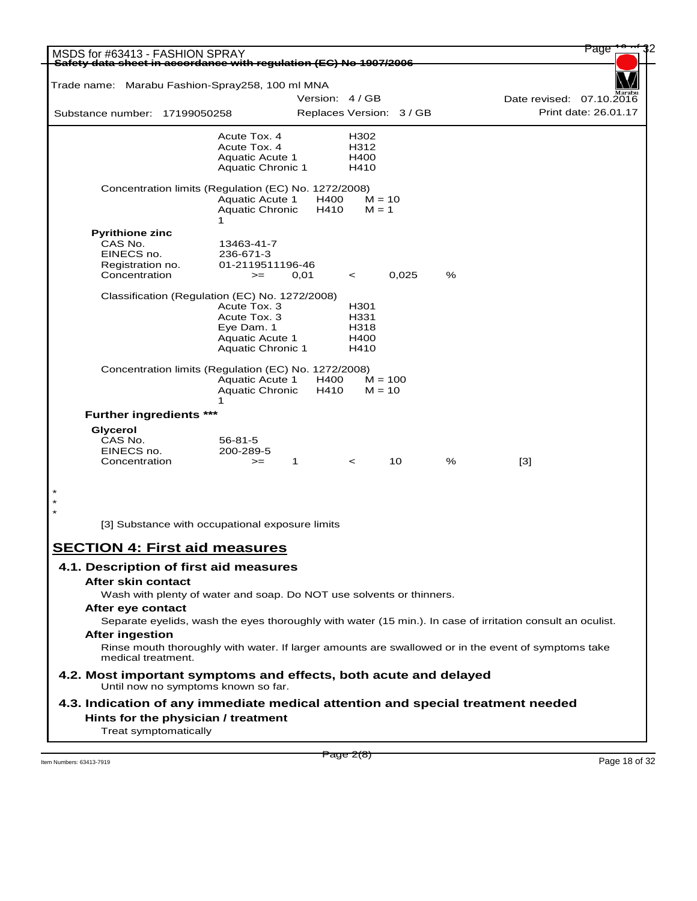| | | |
|---|---|---|
| | Acute Tox. 4 | H302 |
| | Acute Tox. 4 | H312 |
| | Aquatic Acute 1 | H400 |
| | Aquatic Chronic 1 | H410 |

Concentration limits (Regulation (EC) No. 1272/2008)

| | | |
|---|---|---|
| Aquatic Acute 1 | H400 | M = 10 |
| Aquatic Chronic 1 | H410 | M = 1 |

**Pyrithione zinc**

| | | | | | |
|---|---|---|---|---|---|
| CAS No. | 13463-41-7 | | | | |
| EINECS no. | 236-671-3 | | | | |
| Registration no. | 01-2119511196-46 | | | | |
| Concentration | >= 0,01 | < | 0,025 | % | |

Classification (Regulation (EC) No. 1272/2008)

| | |
|---|---|
| Acute Tox. 3 | H301 |
| Acute Tox. 3 | H331 |
| Eye Dam. 1 | H318 |
| Aquatic Acute 1 | H400 |
| Aquatic Chronic 1 | H410 |

Concentration limits (Regulation (EC) No. 1272/2008)

| | | |
|---|---|---|
| Aquatic Acute 1 | H400 | M = 100 |
| Aquatic Chronic 1 | H410 | M = 10 |

**Further ingredients *****

**Glycerol**

| | | | | | |
|---|---|---|---|---|---|
| CAS No. | 56-81-5 | | | | |
| EINECS no. | 200-289-5 | | | | |
| Concentration | >= 1 | < | 10 | % | [3] |

*
*
*

[3] Substance with occupational exposure limits

## SECTION 4: First aid measures

### 4.1. Description of first aid measures

**After skin contact**

Wash with plenty of water and soap. Do NOT use solvents or thinners.

**After eye contact**

Separate eyelids, wash the eyes thoroughly with water (15 min.). In case of irritation consult an oculist.

**After ingestion**

Rinse mouth thoroughly with water. If larger amounts are swallowed or in the event of symptoms take medical treatment.

### 4.2. Most important symptoms and effects, both acute and delayed

Until now no symptoms known so far.

### 4.3. Indication of any immediate medical attention and special treatment needed

**Hints for the physician / treatment**

Treat symptomatically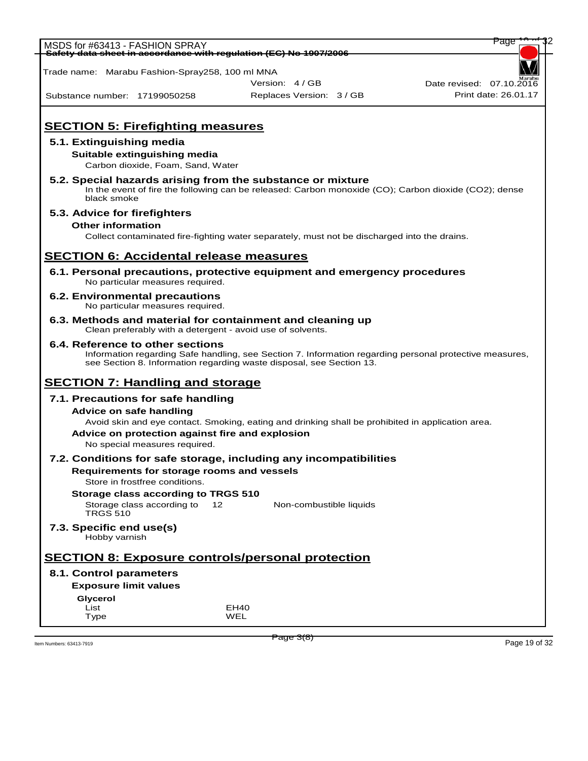## SECTION 5: Firefighting measures

### 5.1. Extinguishing media

**Suitable extinguishing media**

Carbon dioxide, Foam, Sand, Water

### 5.2. Special hazards arising from the substance or mixture

In the event of fire the following can be released: Carbon monoxide (CO); Carbon dioxide ($CO_2$); dense black smoke

### 5.3. Advice for firefighters

**Other information**

Collect contaminated fire-fighting water separately, must not be discharged into the drains.

## SECTION 6: Accidental release measures

### 6.1. Personal precautions, protective equipment and emergency procedures

No particular measures required.

### 6.2. Environmental precautions

No particular measures required.

### 6.3. Methods and material for containment and cleaning up

Clean preferably with a detergent - avoid use of solvents.

### 6.4. Reference to other sections

Information regarding Safe handling, see Section 7. Information regarding personal protective measures, see Section 8. Information regarding waste disposal, see Section 13.

## SECTION 7: Handling and storage

### 7.1. Precautions for safe handling

**Advice on safe handling**

Avoid skin and eye contact. Smoking, eating and drinking shall be prohibited in application area.

**Advice on protection against fire and explosion**

No special measures required.

### 7.2. Conditions for safe storage, including any incompatibilities

**Requirements for storage rooms and vessels**

Store in frostfree conditions.

**Storage class according to TRGS 510**

| Storage class according to TRGS 510 | 12 | Non-combustible liquids |
|---|---|---|

### 7.3. Specific end use(s)

Hobby varnish

## SECTION 8: Exposure controls/personal protection

### 8.1. Control parameters

**Exposure limit values**

**Glycerol**

| List | EH40 |
|---|---|
| Type | WEL |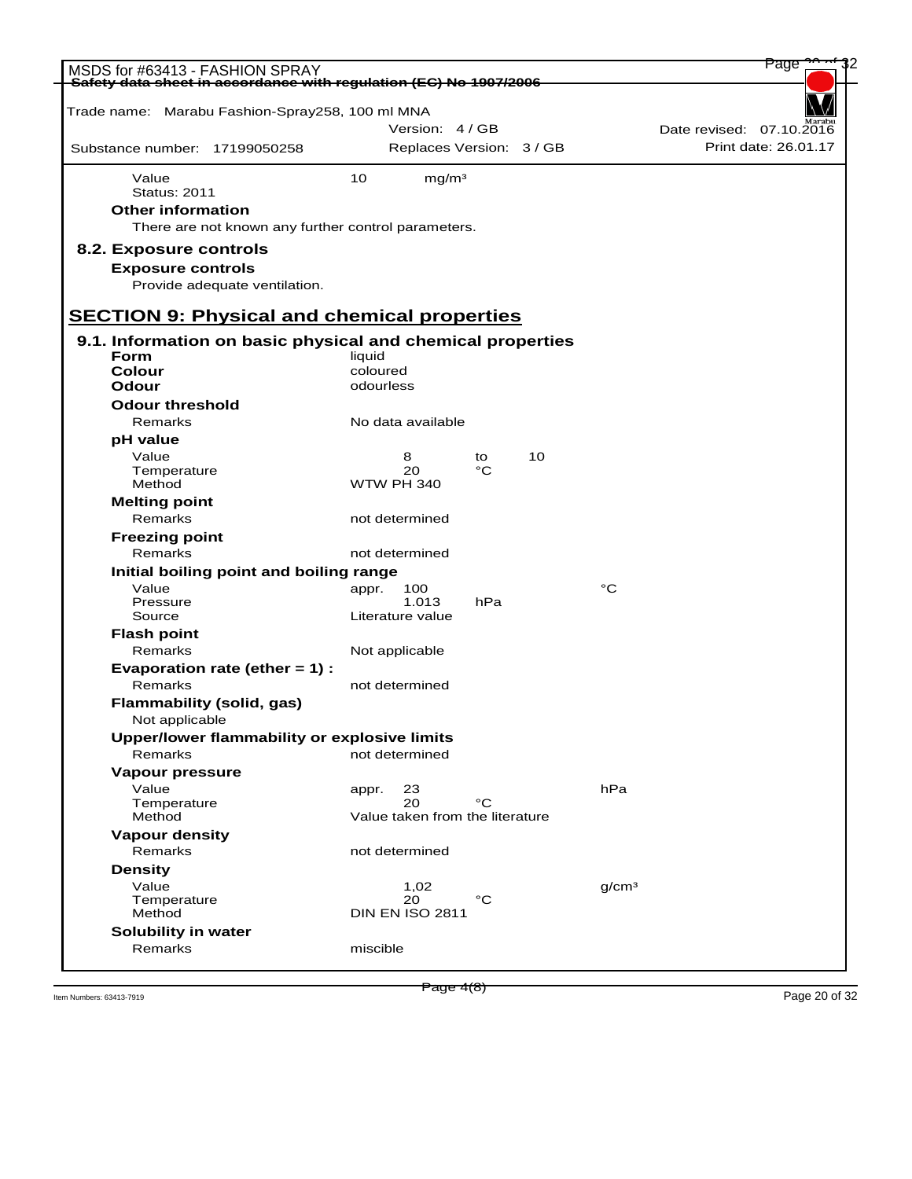Trade name: Marabu Fashion-Spray258, 100 ml MNA

Version: 4 / GB | Date revised: 07.10.2016

Substance number: 17199050258 | Replaces Version: 3 / GB | Print date: 26.01.17

| | | | | | |
|---|---|---|---|---|---|
| Value | 10 | mg/m³ | | | |
| Status: 2011 | | | | | |

**Other information**

There are not known any further control parameters.

### 8.2. Exposure controls

**Exposure controls**

Provide adequate ventilation.

## SECTION 9: Physical and chemical properties

### 9.1. Information on basic physical and chemical properties

| | | | | | |
|---|---|---|---|---|---|
| **Form** | liquid | | | | |
| **Colour** | coloured | | | | |
| **Odour** | odourless | | | | |
| **Odour threshold** | | | | | |
| Remarks | No data available | | | | |
| **pH value** | | | | | |
| Value | 8 | to | 10 | | |
| Temperature | 20 | °C | | | |
| Method | WTW PH 340 | | | | |
| **Melting point** | | | | | |
| Remarks | not determined | | | | |
| **Freezing point** | | | | | |
| Remarks | not determined | | | | |
| **Initial boiling point and boiling range** | | | | | |
| Value | appr. 100 | | | °C | |
| Pressure | 1.013 | hPa | | | |
| Source | Literature value | | | | |
| **Flash point** | | | | | |
| Remarks | Not applicable | | | | |
| **Evaporation rate (ether = 1) :** | | | | | |
| Remarks | not determined | | | | |
| **Flammability (solid, gas)** | | | | | |
| Not applicable | | | | | |
| **Upper/lower flammability or explosive limits** | | | | | |
| Remarks | not determined | | | | |
| **Vapour pressure** | | | | | |
| Value | appr. 23 | | | hPa | |
| Temperature | 20 | °C | | | |
| Method | Value taken from the literature | | | | |
| **Vapour density** | | | | | |
| Remarks | not determined | | | | |
| **Density** | | | | | |
| Value | 1,02 | | | g/cm³ | |
| Temperature | 20 | °C | | | |
| Method | DIN EN ISO 2811 | | | | |
| **Solubility in water** | | | | | |
| Remarks | miscible | | | | |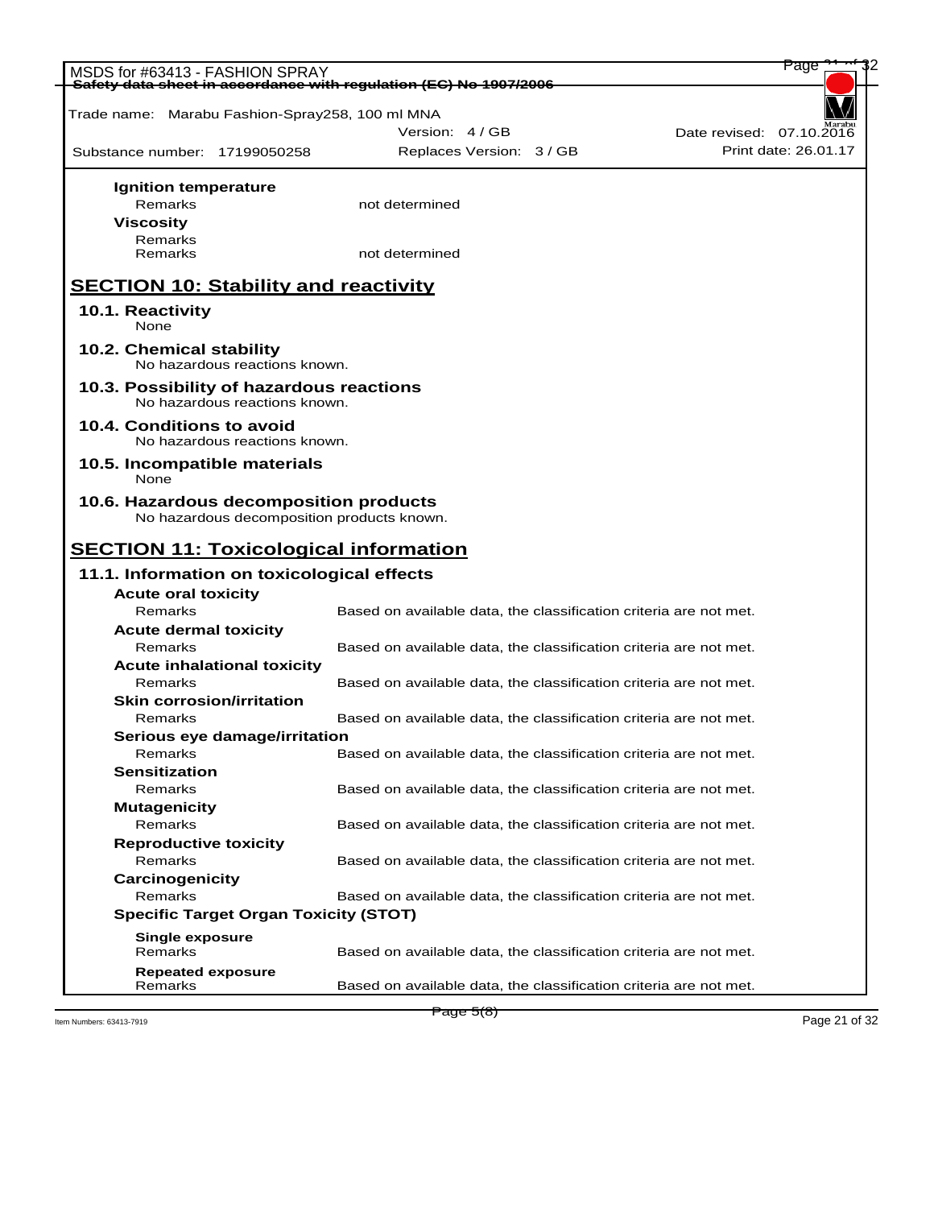**Ignition temperature**

| | |
|---|---|
| Remarks | not determined |

**Viscosity**

| | |
|---|---|
| Remarks | |
| Remarks | not determined |

## SECTION 10: Stability and reactivity

### 10.1. Reactivity

None

### 10.2. Chemical stability

No hazardous reactions known.

### 10.3. Possibility of hazardous reactions

No hazardous reactions known.

### 10.4. Conditions to avoid

No hazardous reactions known.

### 10.5. Incompatible materials

None

### 10.6. Hazardous decomposition products

No hazardous decomposition products known.

## SECTION 11: Toxicological information

### 11.1. Information on toxicological effects

**Acute oral toxicity**

Remarks — Based on available data, the classification criteria are not met.

**Acute dermal toxicity**

Remarks — Based on available data, the classification criteria are not met.

**Acute inhalational toxicity**

Remarks — Based on available data, the classification criteria are not met.

**Skin corrosion/irritation**

Remarks — Based on available data, the classification criteria are not met.

**Serious eye damage/irritation**

Remarks — Based on available data, the classification criteria are not met.

**Sensitization**

Remarks — Based on available data, the classification criteria are not met.

**Mutagenicity**

Remarks — Based on available data, the classification criteria are not met.

**Reproductive toxicity**

Remarks — Based on available data, the classification criteria are not met.

**Carcinogenicity**

Remarks — Based on available data, the classification criteria are not met.

**Specific Target Organ Toxicity (STOT)**

**Single exposure**

Remarks — Based on available data, the classification criteria are not met.

**Repeated exposure**

Remarks — Based on available data, the classification criteria are not met.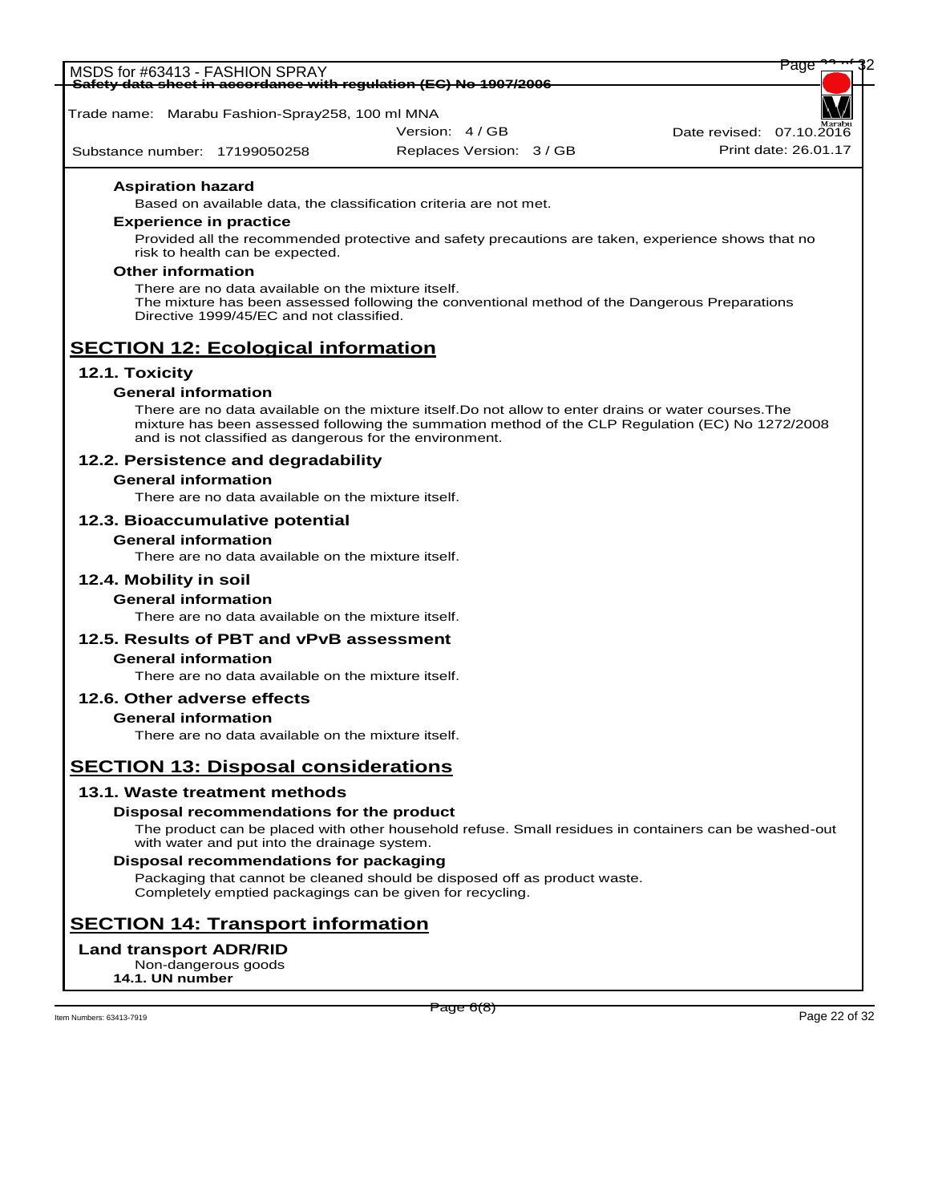#### Aspiration hazard

Based on available data, the classification criteria are not met.

#### Experience in practice

Provided all the recommended protective and safety precautions are taken, experience shows that no risk to health can be expected.

#### Other information

There are no data available on the mixture itself.
The mixture has been assessed following the conventional method of the Dangerous Preparations Directive 1999/45/EC and not classified.

## SECTION 12: Ecological information

### 12.1. Toxicity

#### General information

There are no data available on the mixture itself.Do not allow to enter drains or water courses.The mixture has been assessed following the summation method of the CLP Regulation (EC) No 1272/2008 and is not classified as dangerous for the environment.

### 12.2. Persistence and degradability

#### General information

There are no data available on the mixture itself.

### 12.3. Bioaccumulative potential

#### General information

There are no data available on the mixture itself.

### 12.4. Mobility in soil

#### General information

There are no data available on the mixture itself.

### 12.5. Results of PBT and vPvB assessment

#### General information

There are no data available on the mixture itself.

### 12.6. Other adverse effects

#### General information

There are no data available on the mixture itself.

## SECTION 13: Disposal considerations

### 13.1. Waste treatment methods

#### Disposal recommendations for the product

The product can be placed with other household refuse. Small residues in containers can be washed-out with water and put into the drainage system.

#### Disposal recommendations for packaging

Packaging that cannot be cleaned should be disposed off as product waste.
Completely emptied packagings can be given for recycling.

## SECTION 14: Transport information

### Land transport ADR/RID

Non-dangerous goods

**14.1. UN number**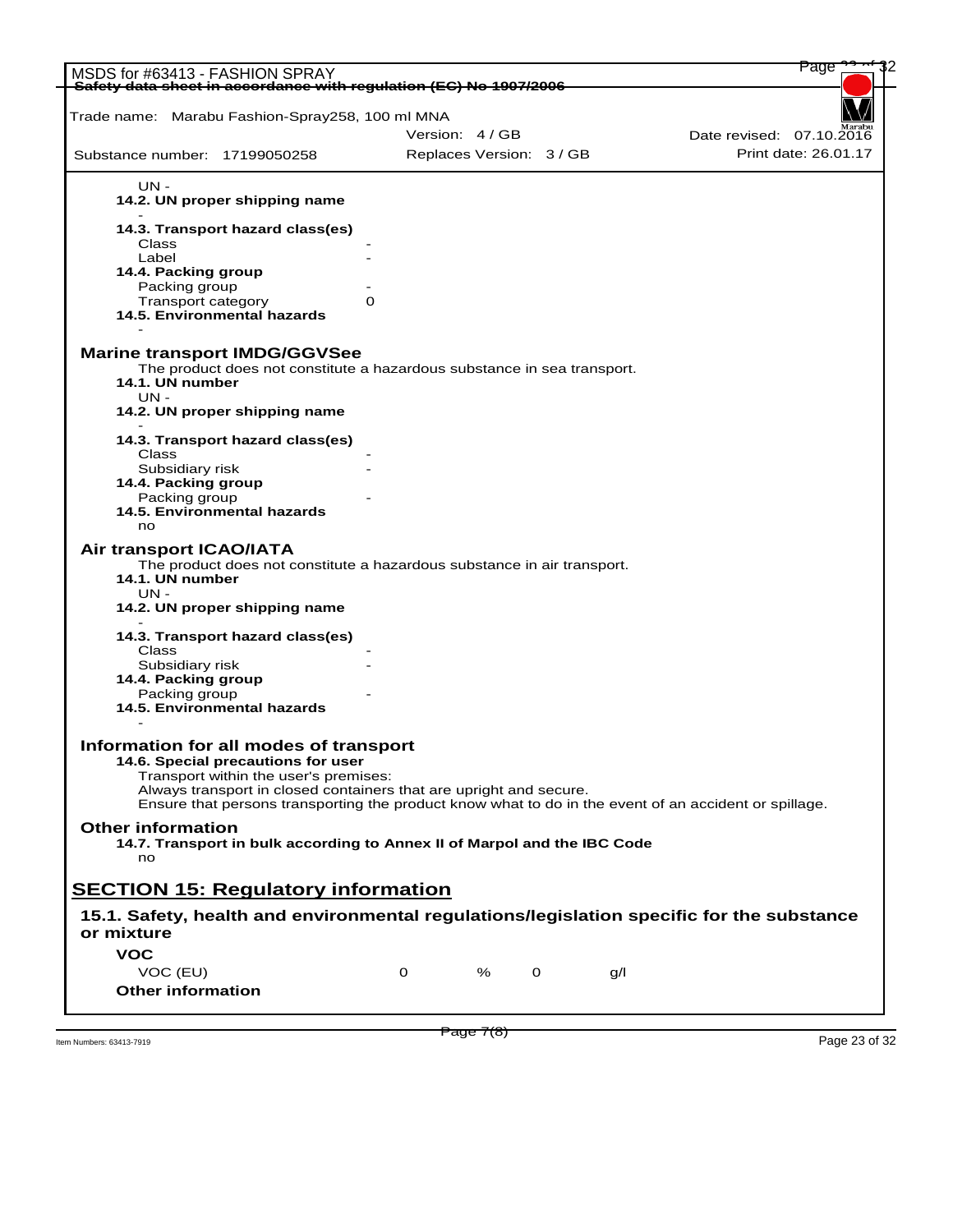UN -

**14.2. UN proper shipping name**

-

**14.3. Transport hazard class(es)**

Class -

Label -

**14.4. Packing group**

Packing group -

Transport category 0

**14.5. Environmental hazards**

-

## Marine transport IMDG/GGVSee

The product does not constitute a hazardous substance in sea transport.

**14.1. UN number**

UN -

**14.2. UN proper shipping name**

-

**14.3. Transport hazard class(es)**

Class -

Subsidiary risk -

**14.4. Packing group**

Packing group -

**14.5. Environmental hazards**

no

## Air transport ICAO/IATA

The product does not constitute a hazardous substance in air transport.

**14.1. UN number**

UN -

**14.2. UN proper shipping name**

-

**14.3. Transport hazard class(es)**

Class -

Subsidiary risk -

**14.4. Packing group**

Packing group -

**14.5. Environmental hazards**

-

## Information for all modes of transport

**14.6. Special precautions for user**

Transport within the user's premises:
Always transport in closed containers that are upright and secure.
Ensure that persons transporting the product know what to do in the event of an accident or spillage.

## Other information

**14.7. Transport in bulk according to Annex II of Marpol and the IBC Code**

no

# SECTION 15: Regulatory information

## 15.1. Safety, health and environmental regulations/legislation specific for the substance or mixture

**VOC**

| | | | | |
|---|---|---|---|---|
| VOC (EU) | 0 | % | 0 | g/l |

**Other information**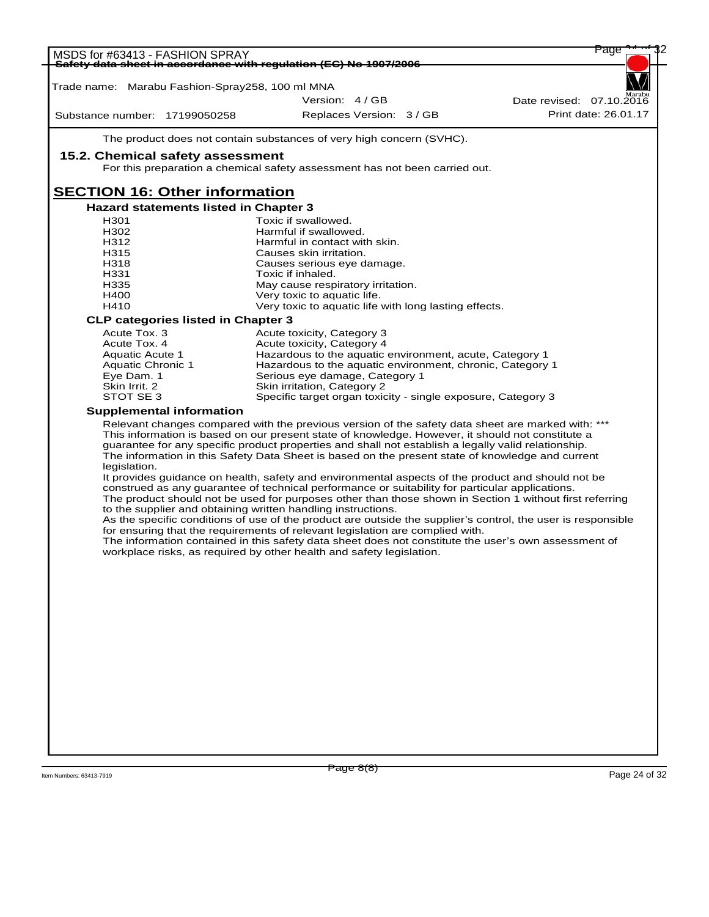The product does not contain substances of very high concern (SVHC).

### 15.2. Chemical safety assessment

For this preparation a chemical safety assessment has not been carried out.

## SECTION 16: Other information

**Hazard statements listed in Chapter 3**

| | |
|---|---|
| H301 | Toxic if swallowed. |
| H302 | Harmful if swallowed. |
| H312 | Harmful in contact with skin. |
| H315 | Causes skin irritation. |
| H318 | Causes serious eye damage. |
| H331 | Toxic if inhaled. |
| H335 | May cause respiratory irritation. |
| H400 | Very toxic to aquatic life. |
| H410 | Very toxic to aquatic life with long lasting effects. |

**CLP categories listed in Chapter 3**

| | |
|---|---|
| Acute Tox. 3 | Acute toxicity, Category 3 |
| Acute Tox. 4 | Acute toxicity, Category 4 |
| Aquatic Acute 1 | Hazardous to the aquatic environment, acute, Category 1 |
| Aquatic Chronic 1 | Hazardous to the aquatic environment, chronic, Category 1 |
| Eye Dam. 1 | Serious eye damage, Category 1 |
| Skin Irrit. 2 | Skin irritation, Category 2 |
| STOT SE 3 | Specific target organ toxicity - single exposure, Category 3 |

**Supplemental information**

Relevant changes compared with the previous version of the safety data sheet are marked with: ***
This information is based on our present state of knowledge. However, it should not constitute a guarantee for any specific product properties and shall not establish a legally valid relationship.
The information in this Safety Data Sheet is based on the present state of knowledge and current legislation.
It provides guidance on health, safety and environmental aspects of the product and should not be construed as any guarantee of technical performance or suitability for particular applications.
The product should not be used for purposes other than those shown in Section 1 without first referring to the supplier and obtaining written handling instructions.
As the specific conditions of use of the product are outside the supplier's control, the user is responsible for ensuring that the requirements of relevant legislation are complied with.
The information contained in this safety data sheet does not constitute the user's own assessment of workplace risks, as required by other health and safety legislation.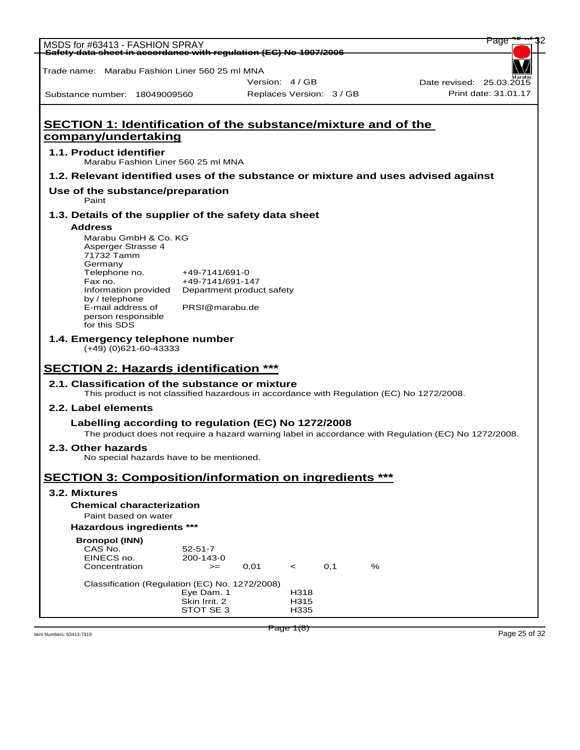Trade name: Marabu Fashion Liner 560 25 ml MNA

Version: 4 / GB | Date revised: 25.03.2015

Substance number: 18049009560 | Replaces Version: 3 / GB | Print date: 31.01.17

## SECTION 1: Identification of the substance/mixture and of the company/undertaking

### 1.1. Product identifier

Marabu Fashion Liner 560 25 ml MNA

### 1.2. Relevant identified uses of the substance or mixture and uses advised against

**Use of the substance/preparation**

Paint

### 1.3. Details of the supplier of the safety data sheet

**Address**

Marabu GmbH & Co. KG
Asperger Strasse 4
71732 Tamm
Germany

| | |
|---|---|
| Telephone no. | +49-7141/691-0 |
| Fax no. | +49-7141/691-147 |
| Information provided by / telephone | Department product safety |
| E-mail address of person responsible for this SDS | PRSI@marabu.de |

### 1.4. Emergency telephone number

(+49) (0)621-60-43333

## SECTION 2: Hazards identification ***

### 2.1. Classification of the substance or mixture

This product is not classified hazardous in accordance with Regulation (EC) No 1272/2008.

### 2.2. Label elements

**Labelling according to regulation (EC) No 1272/2008**

The product does not require a hazard warning label in accordance with Regulation (EC) No 1272/2008.

### 2.3. Other hazards

No special hazards have to be mentioned.

## SECTION 3: Composition/information on ingredients ***

### 3.2. Mixtures

**Chemical characterization**

Paint based on water

**Hazardous ingredients ***

**Bronopol (INN)**

| | | | | | |
|---|---|---|---|---|---|
| CAS No. | 52-51-7 | | | | |
| EINECS no. | 200-143-0 | | | | |
| Concentration | >= | 0,01 | < | 0,1 | % |

Classification (Regulation (EC) No. 1272/2008)

| | |
|---|---|
| Eye Dam. 1 | H318 |
| Skin Irrit. 2 | H315 |
| STOT SE 3 | H335 |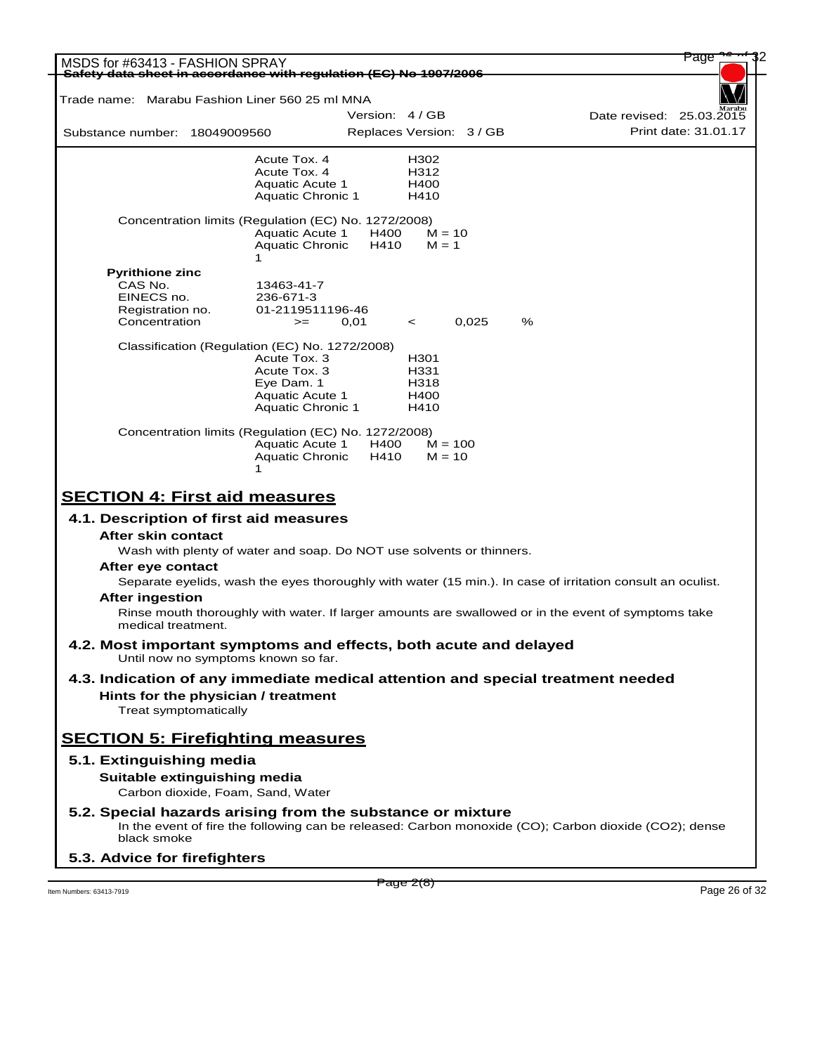| | | |
|---|---|---|
| | Acute Tox. 4 | H302 |
| | Acute Tox. 4 | H312 |
| | Aquatic Acute 1 | H400 |
| | Aquatic Chronic 1 | H410 |

Concentration limits (Regulation (EC) No. 1272/2008)

| | | |
|---|---|---|
| Aquatic Acute 1 | H400 | M = 10 |
| Aquatic Chronic 1 | H410 | M = 1 |

**Pyrithione zinc**

| | |
|---|---|
| CAS No. | 13463-41-7 |
| EINECS no. | 236-671-3 |
| Registration no. | 01-2119511196-46 |
| Concentration | >= 0,01 < 0,025 % |

Classification (Regulation (EC) No. 1272/2008)

| | |
|---|---|
| Acute Tox. 3 | H301 |
| Acute Tox. 3 | H331 |
| Eye Dam. 1 | H318 |
| Aquatic Acute 1 | H400 |
| Aquatic Chronic 1 | H410 |

Concentration limits (Regulation (EC) No. 1272/2008)

| | | |
|---|---|---|
| Aquatic Acute 1 | H400 | M = 100 |
| Aquatic Chronic 1 | H410 | M = 10 |

# SECTION 4: First aid measures

## 4.1. Description of first aid measures

### After skin contact

Wash with plenty of water and soap. Do NOT use solvents or thinners.

### After eye contact

Separate eyelids, wash the eyes thoroughly with water (15 min.). In case of irritation consult an oculist.

### After ingestion

Rinse mouth thoroughly with water. If larger amounts are swallowed or in the event of symptoms take medical treatment.

## 4.2. Most important symptoms and effects, both acute and delayed

Until now no symptoms known so far.

## 4.3. Indication of any immediate medical attention and special treatment needed

### Hints for the physician / treatment

Treat symptomatically

# SECTION 5: Firefighting measures

## 5.1. Extinguishing media

### Suitable extinguishing media

Carbon dioxide, Foam, Sand, Water

## 5.2. Special hazards arising from the substance or mixture

In the event of fire the following can be released: Carbon monoxide (CO); Carbon dioxide ($CO_2$); dense black smoke

## 5.3. Advice for firefighters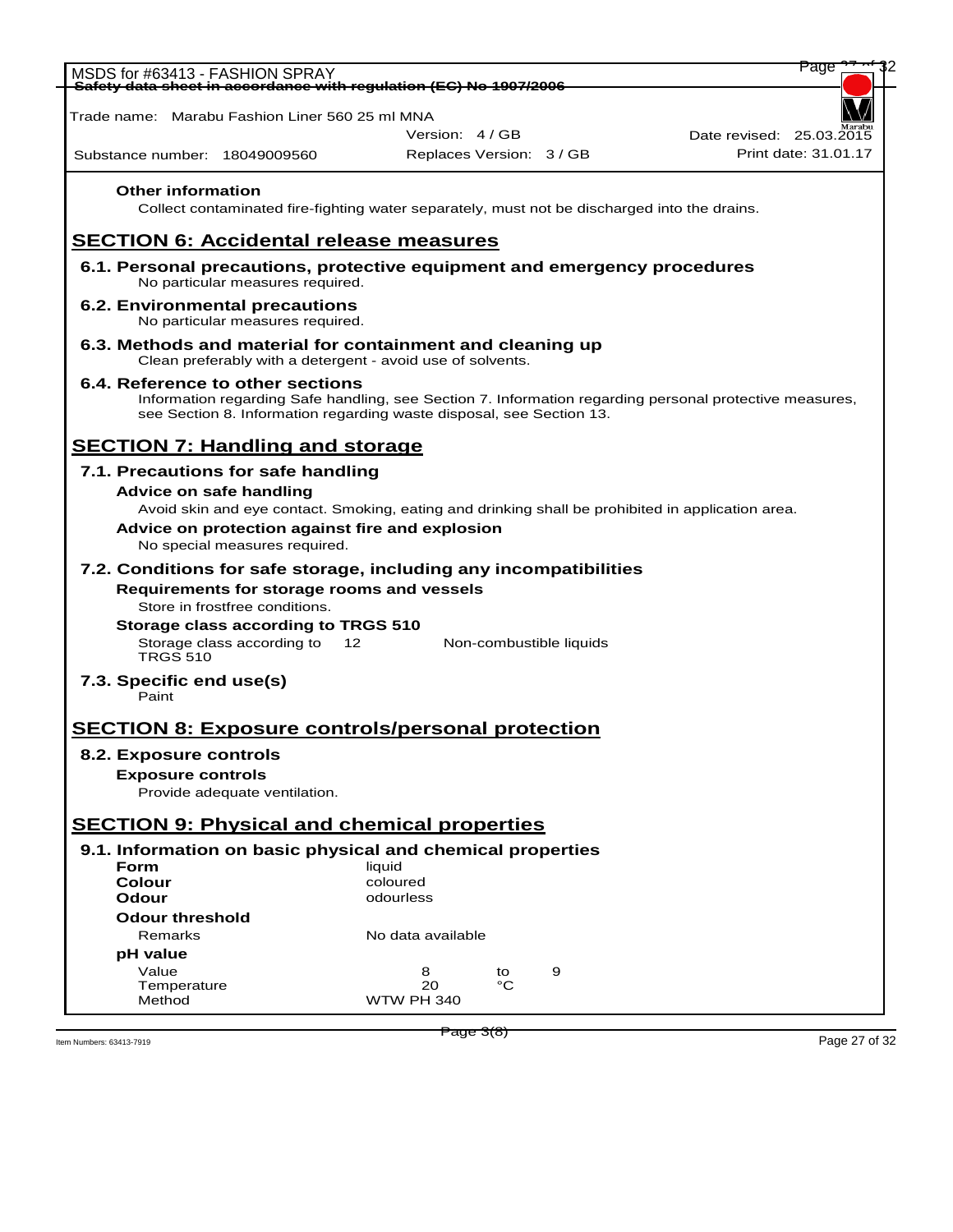**Other information**

Collect contaminated fire-fighting water separately, must not be discharged into the drains.

## SECTION 6: Accidental release measures

### 6.1. Personal precautions, protective equipment and emergency procedures

No particular measures required.

### 6.2. Environmental precautions

No particular measures required.

### 6.3. Methods and material for containment and cleaning up

Clean preferably with a detergent - avoid use of solvents.

### 6.4. Reference to other sections

Information regarding Safe handling, see Section 7. Information regarding personal protective measures, see Section 8. Information regarding waste disposal, see Section 13.

## SECTION 7: Handling and storage

### 7.1. Precautions for safe handling

**Advice on safe handling**

Avoid skin and eye contact. Smoking, eating and drinking shall be prohibited in application area.

**Advice on protection against fire and explosion**

No special measures required.

### 7.2. Conditions for safe storage, including any incompatibilities

**Requirements for storage rooms and vessels**

Store in frostfree conditions.

**Storage class according to TRGS 510**

| | | |
|---|---|---|
| Storage class according to TRGS 510 | 12 | Non-combustible liquids |

### 7.3. Specific end use(s)

Paint

## SECTION 8: Exposure controls/personal protection

### 8.2. Exposure controls

**Exposure controls**

Provide adequate ventilation.

## SECTION 9: Physical and chemical properties

### 9.1. Information on basic physical and chemical properties

| | |
|---|---|
| **Form** | liquid |
| **Colour** | coloured |
| **Odour** | odourless |
| **Odour threshold** | |
| Remarks | No data available |
| **pH value** | |
| Value | 8 to 9 |
| Temperature | 20 °C |
| Method | WTW PH 340 |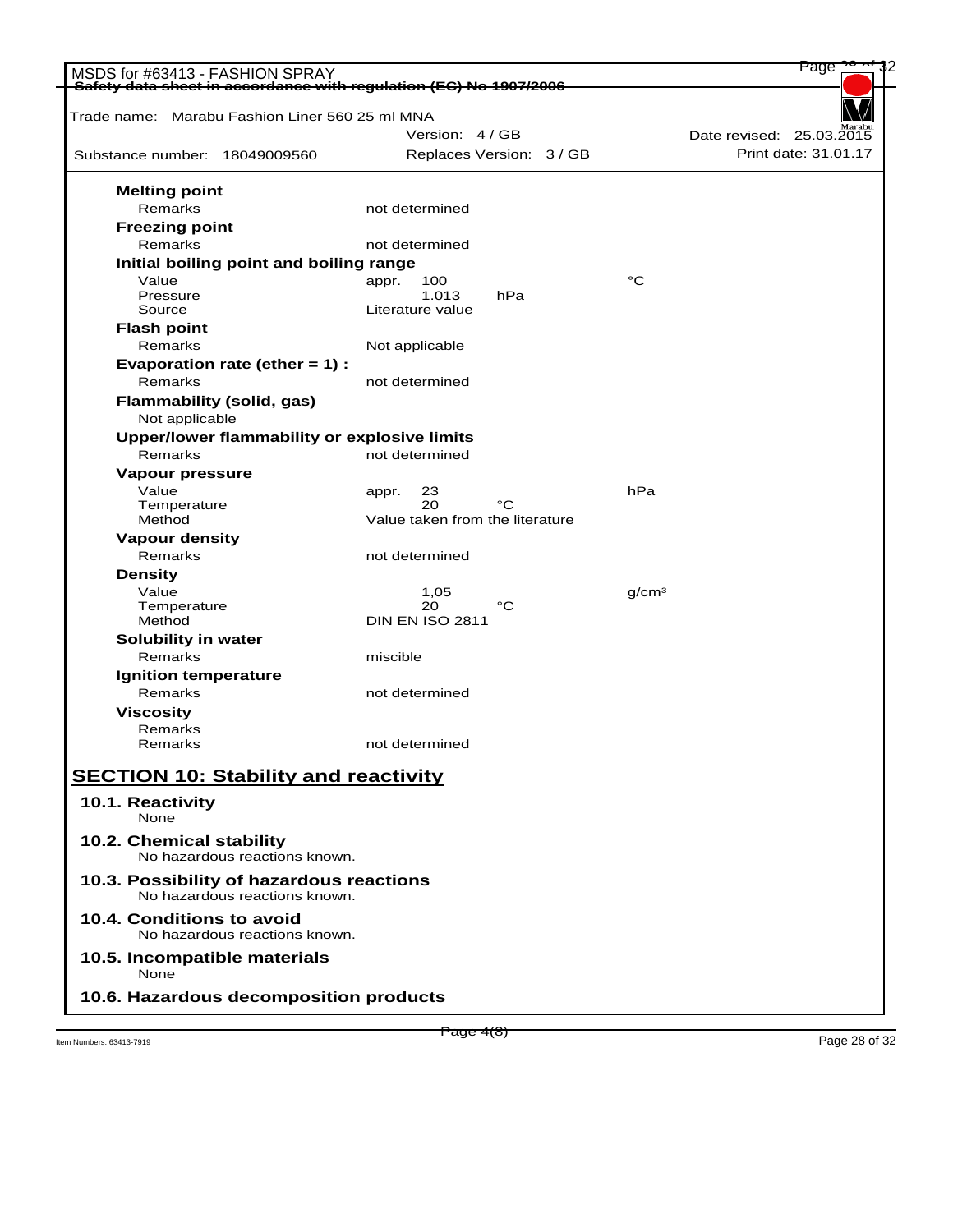**Melting point**

| | | |
|---|---|---|
| Remarks | not determined | |

**Freezing point**

| | | |
|---|---|---|
| Remarks | not determined | |

**Initial boiling point and boiling range**

| | | |
|---|---|---|
| Value | appr. 100 | °C |
| Pressure | 1.013 hPa | |
| Source | Literature value | |

**Flash point**

| | | |
|---|---|---|
| Remarks | Not applicable | |

**Evaporation rate (ether = 1) :**

| | | |
|---|---|---|
| Remarks | not determined | |

**Flammability (solid, gas)**

Not applicable

**Upper/lower flammability or explosive limits**

| | | |
|---|---|---|
| Remarks | not determined | |

**Vapour pressure**

| | | |
|---|---|---|
| Value | appr. 23 | hPa |
| Temperature | 20 °C | |
| Method | Value taken from the literature | |

**Vapour density**

| | | |
|---|---|---|
| Remarks | not determined | |

**Density**

| | | |
|---|---|---|
| Value | 1,05 | g/cm³ |
| Temperature | 20 °C | |
| Method | DIN EN ISO 2811 | |

**Solubility in water**

| | | |
|---|---|---|
| Remarks | miscible | |

**Ignition temperature**

| | | |
|---|---|---|
| Remarks | not determined | |

**Viscosity**

| | | |
|---|---|---|
| Remarks | | |
| Remarks | not determined | |

## SECTION 10: Stability and reactivity

### 10.1. Reactivity

None

### 10.2. Chemical stability

No hazardous reactions known.

### 10.3. Possibility of hazardous reactions

No hazardous reactions known.

### 10.4. Conditions to avoid

No hazardous reactions known.

### 10.5. Incompatible materials

None

### 10.6. Hazardous decomposition products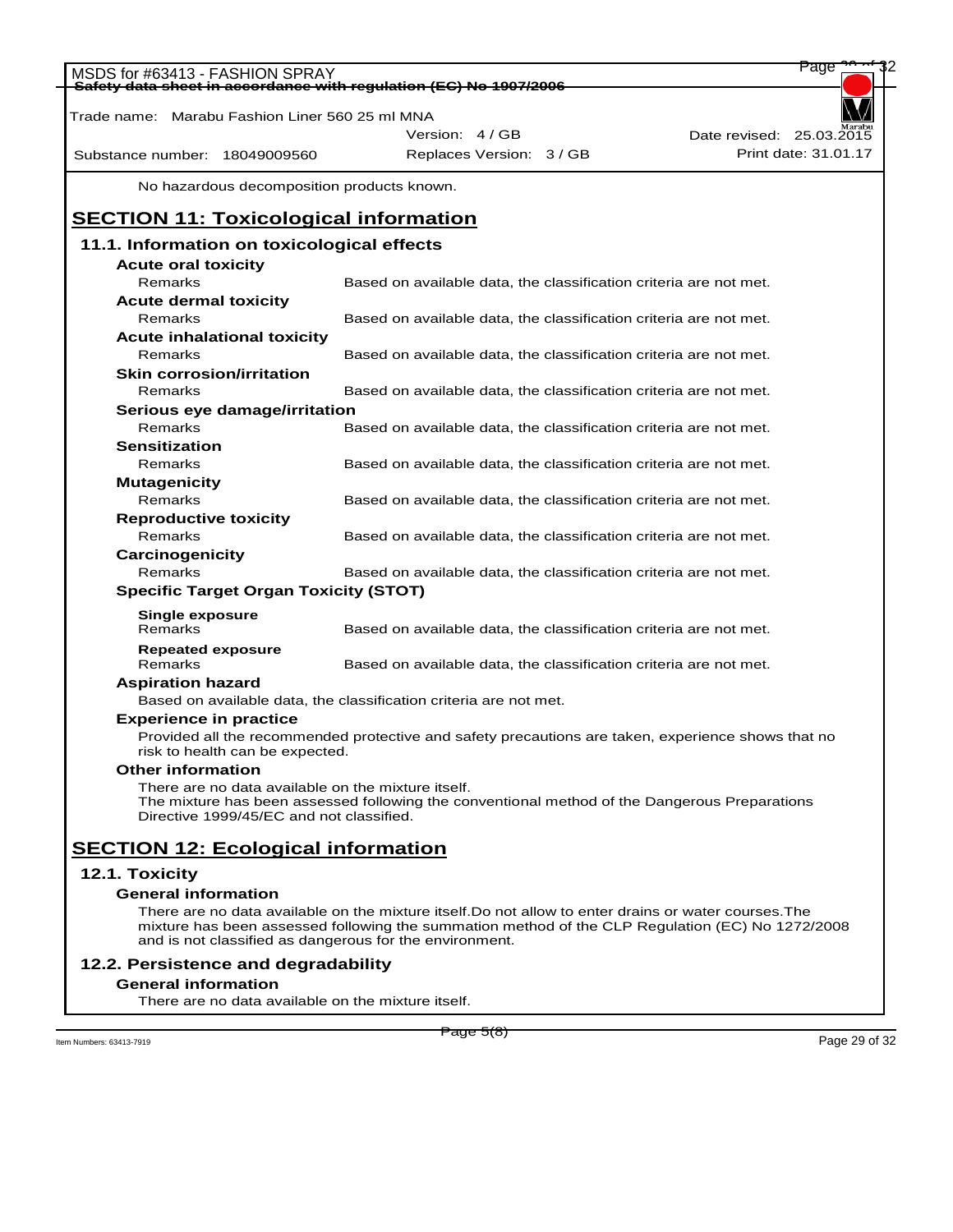No hazardous decomposition products known.

## SECTION 11: Toxicological information

### 11.1. Information on toxicological effects

**Acute oral toxicity**

| | |
|---|---|
| Remarks | Based on available data, the classification criteria are not met. |

**Acute dermal toxicity**

| | |
|---|---|
| Remarks | Based on available data, the classification criteria are not met. |

**Acute inhalational toxicity**

| | |
|---|---|
| Remarks | Based on available data, the classification criteria are not met. |

**Skin corrosion/irritation**

| | |
|---|---|
| Remarks | Based on available data, the classification criteria are not met. |

**Serious eye damage/irritation**

| | |
|---|---|
| Remarks | Based on available data, the classification criteria are not met. |

**Sensitization**

| | |
|---|---|
| Remarks | Based on available data, the classification criteria are not met. |

**Mutagenicity**

| | |
|---|---|
| Remarks | Based on available data, the classification criteria are not met. |

**Reproductive toxicity**

| | |
|---|---|
| Remarks | Based on available data, the classification criteria are not met. |

**Carcinogenicity**

| | |
|---|---|
| Remarks | Based on available data, the classification criteria are not met. |

**Specific Target Organ Toxicity (STOT)**

**Single exposure**

| | |
|---|---|
| Remarks | Based on available data, the classification criteria are not met. |

**Repeated exposure**

| | |
|---|---|
| Remarks | Based on available data, the classification criteria are not met. |

**Aspiration hazard**

Based on available data, the classification criteria are not met.

**Experience in practice**

Provided all the recommended protective and safety precautions are taken, experience shows that no risk to health can be expected.

**Other information**

There are no data available on the mixture itself.
The mixture has been assessed following the conventional method of the Dangerous Preparations Directive 1999/45/EC and not classified.

## SECTION 12: Ecological information

### 12.1. Toxicity

**General information**

There are no data available on the mixture itself.Do not allow to enter drains or water courses.The mixture has been assessed following the summation method of the CLP Regulation (EC) No 1272/2008 and is not classified as dangerous for the environment.

### 12.2. Persistence and degradability

**General information**

There are no data available on the mixture itself.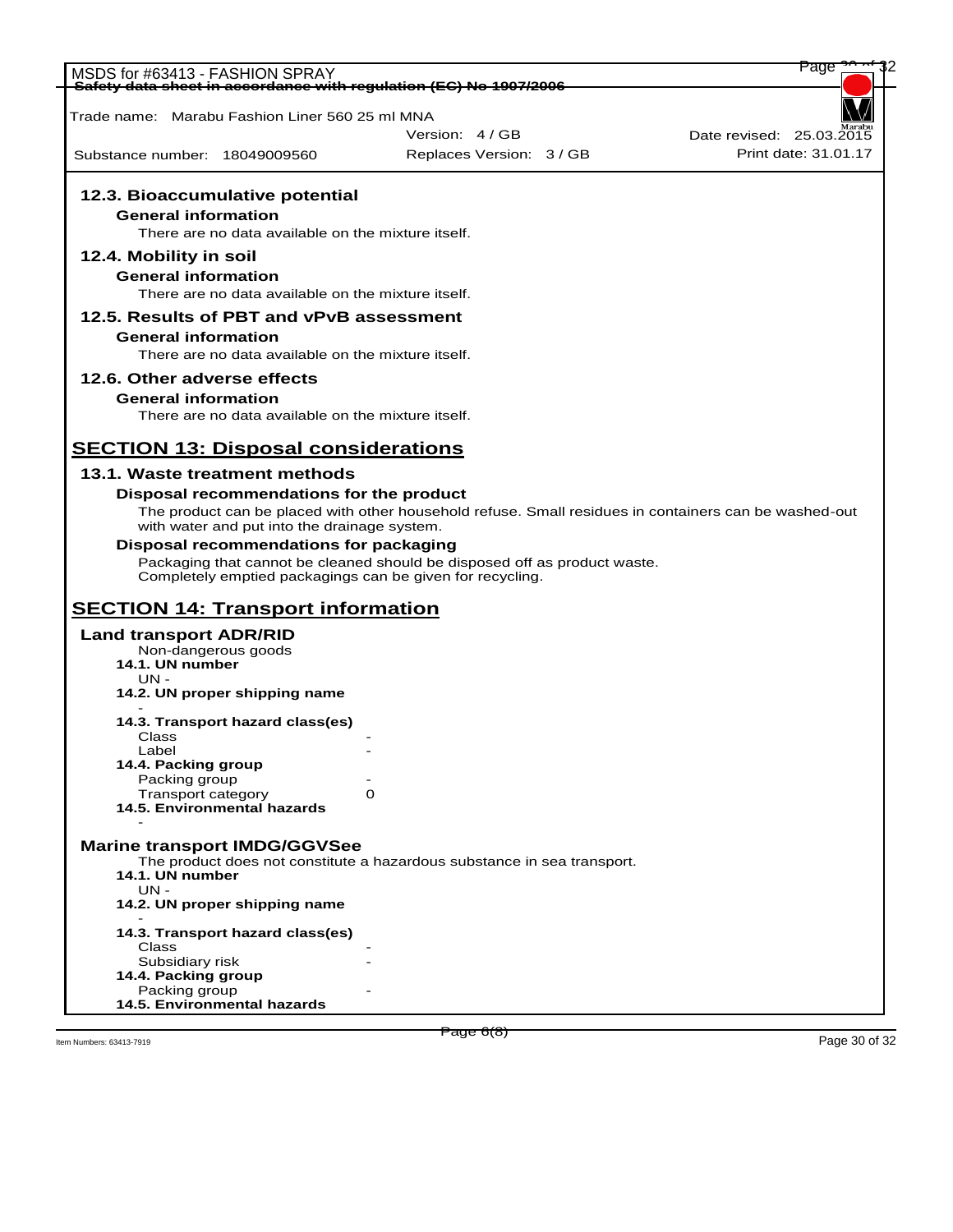Trade name: Marabu Fashion Liner 560 25 ml MNA

Version: 4 / GB | Date revised: 25.03.2015

Substance number: 18049009560 | Replaces Version: 3 / GB | Print date: 31.01.17

### 12.3. Bioaccumulative potential

**General information**

There are no data available on the mixture itself.

### 12.4. Mobility in soil

**General information**

There are no data available on the mixture itself.

### 12.5. Results of PBT and vPvB assessment

**General information**

There are no data available on the mixture itself.

### 12.6. Other adverse effects

**General information**

There are no data available on the mixture itself.

## SECTION 13: Disposal considerations

### 13.1. Waste treatment methods

**Disposal recommendations for the product**

The product can be placed with other household refuse. Small residues in containers can be washed-out with water and put into the drainage system.

**Disposal recommendations for packaging**

Packaging that cannot be cleaned should be disposed off as product waste.
Completely emptied packagings can be given for recycling.

## SECTION 14: Transport information

### Land transport ADR/RID

Non-dangerous goods

**14.1. UN number**

UN -

**14.2. UN proper shipping name**

-

**14.3. Transport hazard class(es)**

Class -
Label -

**14.4. Packing group**

Packing group -
Transport category 0

**14.5. Environmental hazards**

-

### Marine transport IMDG/GGVSee

The product does not constitute a hazardous substance in sea transport.

**14.1. UN number**

UN -

**14.2. UN proper shipping name**

-

**14.3. Transport hazard class(es)**

Class -
Subsidiary risk -

**14.4. Packing group**

Packing group -

**14.5. Environmental hazards**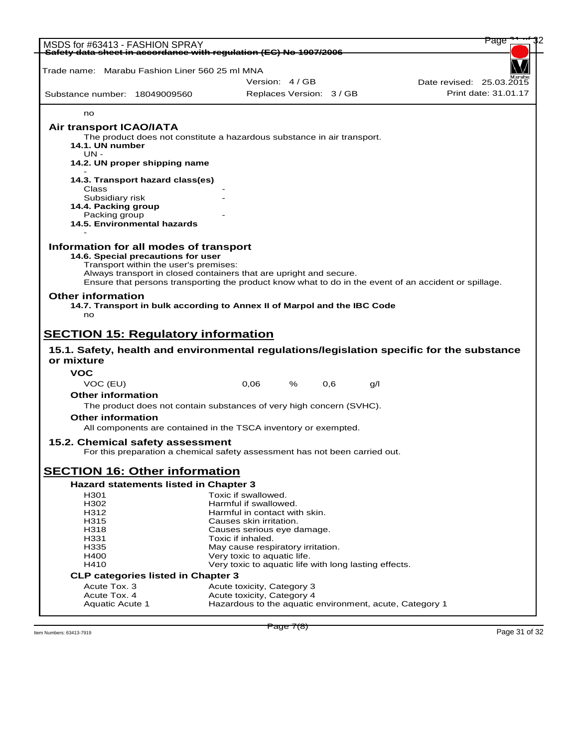no

## Air transport ICAO/IATA

The product does not constitute a hazardous substance in air transport.

**14.1. UN number**

UN -

**14.2. UN proper shipping name**

-

**14.3. Transport hazard class(es)**

| | |
|---|---|
| Class | - |
| Subsidiary risk | - |

**14.4. Packing group**

| | |
|---|---|
| Packing group | - |

**14.5. Environmental hazards**

-

## Information for all modes of transport

**14.6. Special precautions for user**

Transport within the user's premises:
Always transport in closed containers that are upright and secure.
Ensure that persons transporting the product know what to do in the event of an accident or spillage.

## Other information

**14.7. Transport in bulk according to Annex II of Marpol and the IBC Code**

no

# SECTION 15: Regulatory information

## 15.1. Safety, health and environmental regulations/legislation specific for the substance or mixture

**VOC**

| | | | | |
|---|---|---|---|---|
| VOC (EU) | 0,06 | % | 0,6 | g/l |

**Other information**

The product does not contain substances of very high concern (SVHC).

**Other information**

All components are contained in the TSCA inventory or exempted.

## 15.2. Chemical safety assessment

For this preparation a chemical safety assessment has not been carried out.

# SECTION 16: Other information

**Hazard statements listed in Chapter 3**

| | |
|---|---|
| H301 | Toxic if swallowed. |
| H302 | Harmful if swallowed. |
| H312 | Harmful in contact with skin. |
| H315 | Causes skin irritation. |
| H318 | Causes serious eye damage. |
| H331 | Toxic if inhaled. |
| H335 | May cause respiratory irritation. |
| H400 | Very toxic to aquatic life. |
| H410 | Very toxic to aquatic life with long lasting effects. |

**CLP categories listed in Chapter 3**

| | |
|---|---|
| Acute Tox. 3 | Acute toxicity, Category 3 |
| Acute Tox. 4 | Acute toxicity, Category 4 |
| Aquatic Acute 1 | Hazardous to the aquatic environment, acute, Category 1 |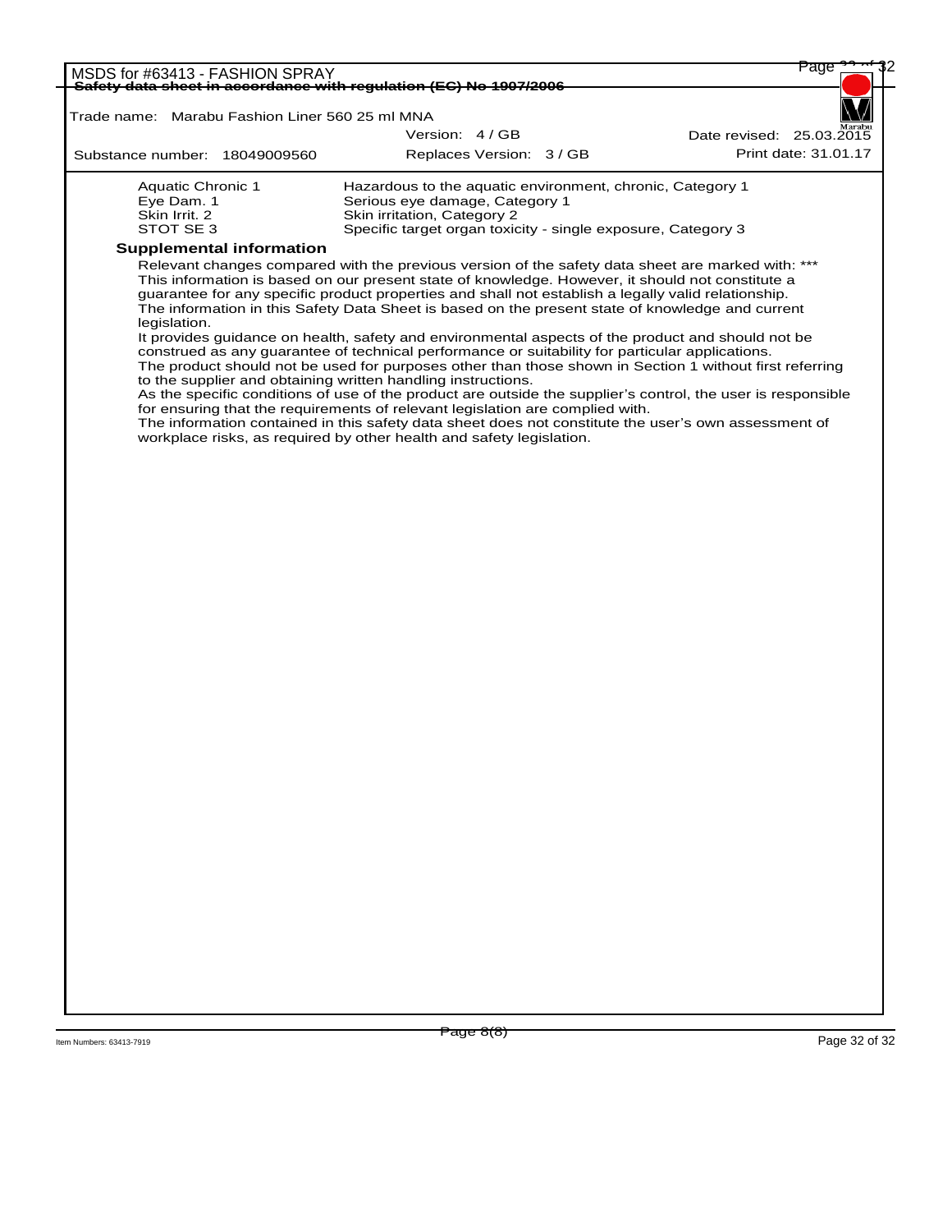| | |
|---|---|
| Aquatic Chronic 1 | Hazardous to the aquatic environment, chronic, Category 1 |
| Eye Dam. 1 | Serious eye damage, Category 1 |
| Skin Irrit. 2 | Skin irritation, Category 2 |
| STOT SE 3 | Specific target organ toxicity - single exposure, Category 3 |

**Supplemental information**

Relevant changes compared with the previous version of the safety data sheet are marked with: ***
This information is based on our present state of knowledge. However, it should not constitute a guarantee for any specific product properties and shall not establish a legally valid relationship.
The information in this Safety Data Sheet is based on the present state of knowledge and current legislation.
It provides guidance on health, safety and environmental aspects of the product and should not be construed as any guarantee of technical performance or suitability for particular applications.
The product should not be used for purposes other than those shown in Section 1 without first referring to the supplier and obtaining written handling instructions.
As the specific conditions of use of the product are outside the supplier's control, the user is responsible for ensuring that the requirements of relevant legislation are complied with.
The information contained in this safety data sheet does not constitute the user's own assessment of workplace risks, as required by other health and safety legislation.